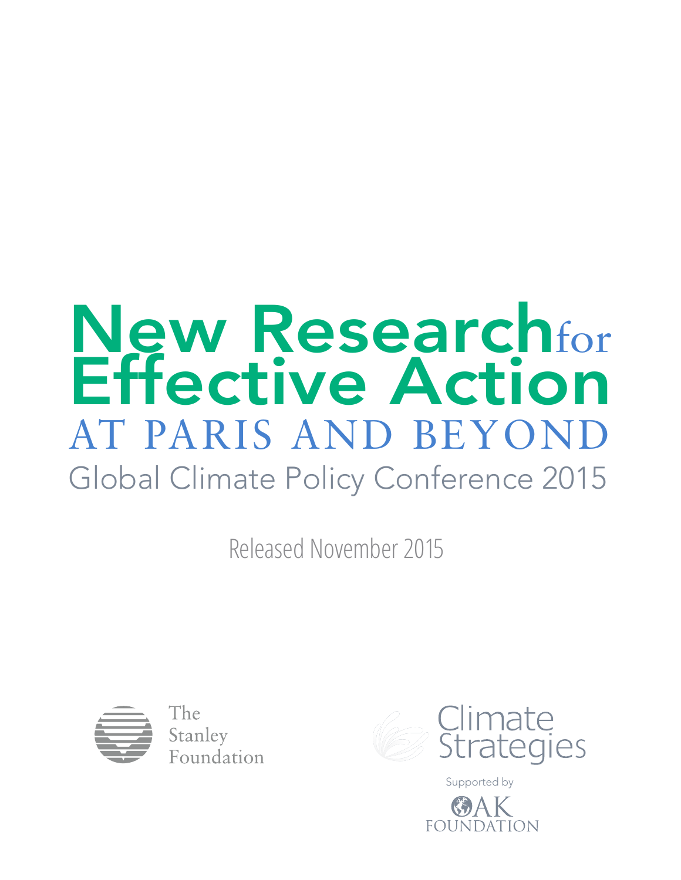# New Research for Effective Action

## AT PARIS AND BEYOND

### Global Climate Policy Conference 2015

Released November 2015

The Stanley Foundation

Climate Strategies

Supported by

OAK FOUNDATION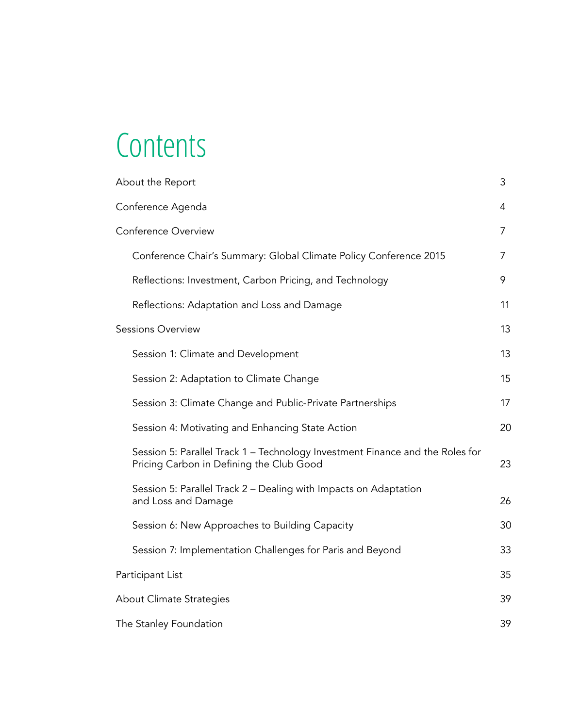# Contents

| | |
|---|---|
| About the Report | 3 |
| Conference Agenda | 4 |
| Conference Overview | 7 |
| Conference Chair's Summary: Global Climate Policy Conference 2015 | 7 |
| Reflections: Investment, Carbon Pricing, and Technology | 9 |
| Reflections: Adaptation and Loss and Damage | 11 |
| Sessions Overview | 13 |
| Session 1: Climate and Development | 13 |
| Session 2: Adaptation to Climate Change | 15 |
| Session 3: Climate Change and Public-Private Partnerships | 17 |
| Session 4: Motivating and Enhancing State Action | 20 |
| Session 5: Parallel Track 1 – Technology Investment Finance and the Roles for Pricing Carbon in Defining the Club Good | 23 |
| Session 5: Parallel Track 2 – Dealing with Impacts on Adaptation and Loss and Damage | 26 |
| Session 6: New Approaches to Building Capacity | 30 |
| Session 7: Implementation Challenges for Paris and Beyond | 33 |
| Participant List | 35 |
| About Climate Strategies | 39 |
| The Stanley Foundation | 39 |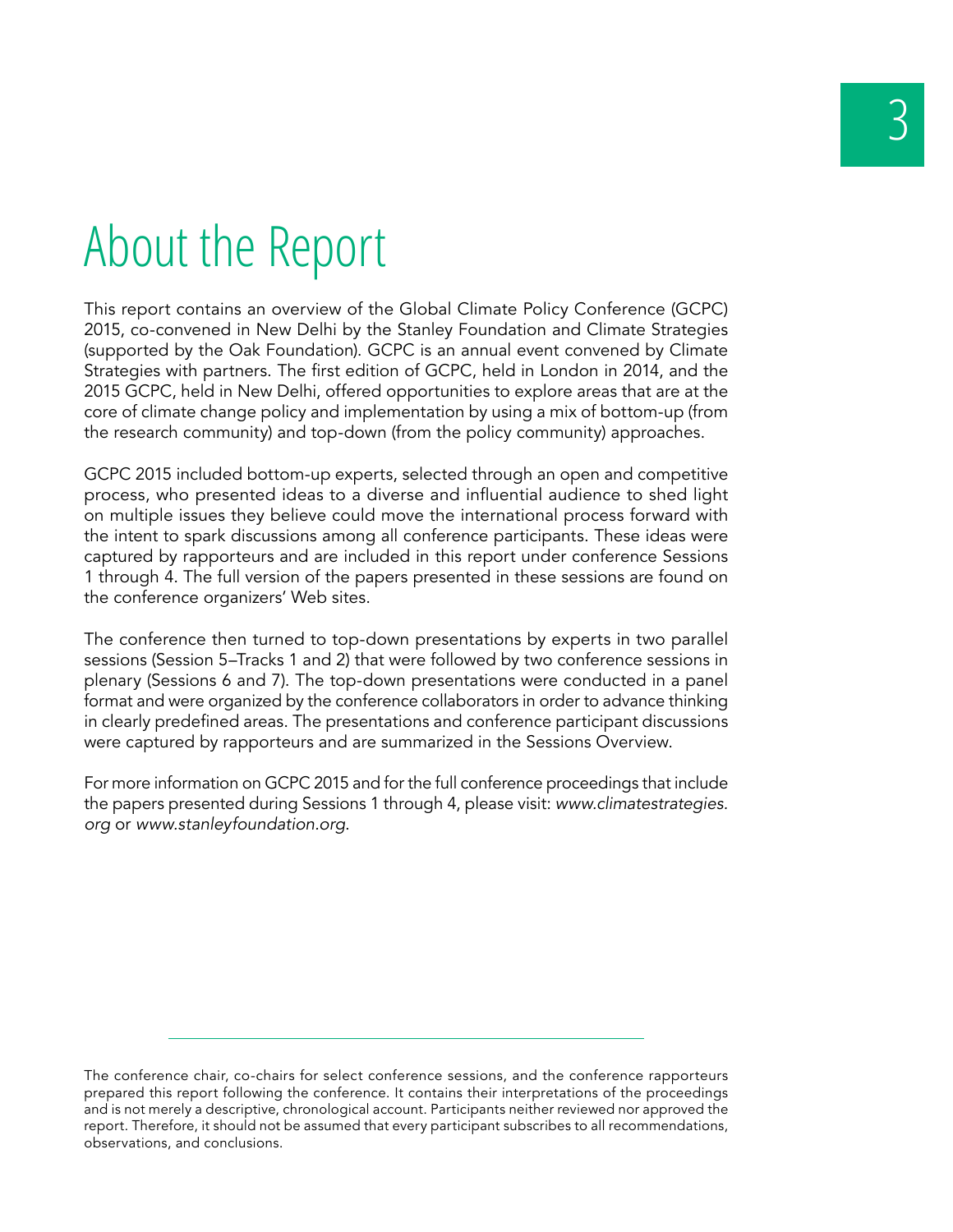# About the Report

This report contains an overview of the Global Climate Policy Conference (GCPC) 2015, co-convened in New Delhi by the Stanley Foundation and Climate Strategies (supported by the Oak Foundation). GCPC is an annual event convened by Climate Strategies with partners. The first edition of GCPC, held in London in 2014, and the 2015 GCPC, held in New Delhi, offered opportunities to explore areas that are at the core of climate change policy and implementation by using a mix of bottom-up (from the research community) and top-down (from the policy community) approaches.

GCPC 2015 included bottom-up experts, selected through an open and competitive process, who presented ideas to a diverse and influential audience to shed light on multiple issues they believe could move the international process forward with the intent to spark discussions among all conference participants. These ideas were captured by rapporteurs and are included in this report under conference Sessions 1 through 4. The full version of the papers presented in these sessions are found on the conference organizers' Web sites.

The conference then turned to top-down presentations by experts in two parallel sessions (Session 5–Tracks 1 and 2) that were followed by two conference sessions in plenary (Sessions 6 and 7). The top-down presentations were conducted in a panel format and were organized by the conference collaborators in order to advance thinking in clearly predefined areas. The presentations and conference participant discussions were captured by rapporteurs and are summarized in the Sessions Overview.

For more information on GCPC 2015 and for the full conference proceedings that include the papers presented during Sessions 1 through 4, please visit: *www.climatestrategies.org* or *www.stanleyfoundation.org*.

---

The conference chair, co-chairs for select conference sessions, and the conference rapporteurs prepared this report following the conference. It contains their interpretations of the proceedings and is not merely a descriptive, chronological account. Participants neither reviewed nor approved the report. Therefore, it should not be assumed that every participant subscribes to all recommendations, observations, and conclusions.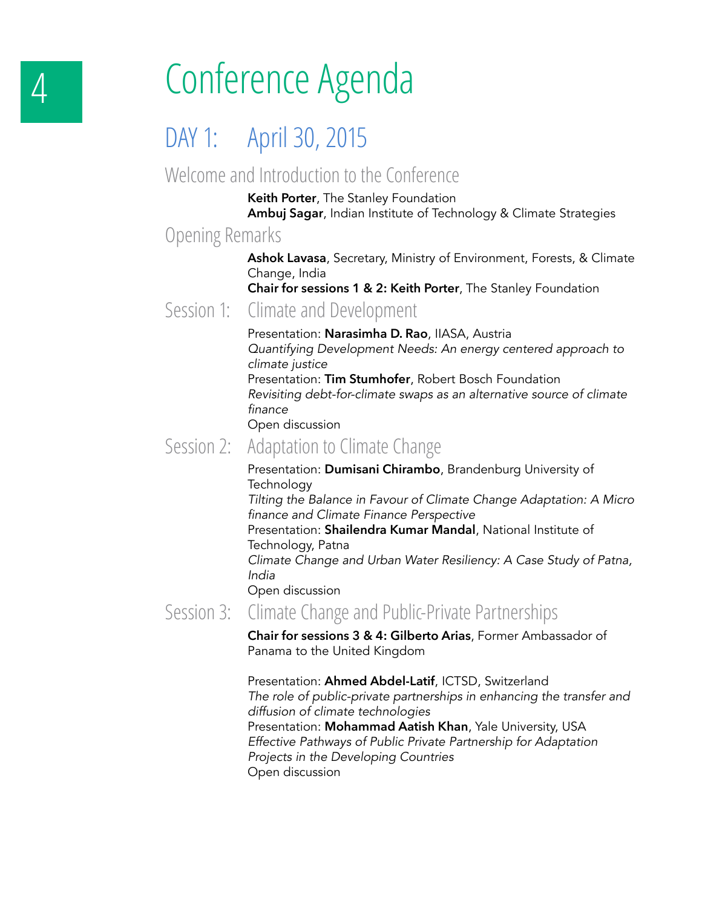# Conference Agenda

## DAY 1: April 30, 2015

### Welcome and Introduction to the Conference

**Keith Porter**, The Stanley Foundation
**Ambuj Sagar**, Indian Institute of Technology & Climate Strategies

### Opening Remarks

**Ashok Lavasa**, Secretary, Ministry of Environment, Forests, & Climate Change, India
**Chair for sessions 1 & 2: Keith Porter**, The Stanley Foundation

### Session 1: Climate and Development

Presentation: **Narasimha D. Rao**, IIASA, Austria
*Quantifying Development Needs: An energy centered approach to climate justice*
Presentation: **Tim Stumhofer**, Robert Bosch Foundation
*Revisiting debt-for-climate swaps as an alternative source of climate finance*
Open discussion

### Session 2: Adaptation to Climate Change

Presentation: **Dumisani Chirambo**, Brandenburg University of Technology
*Tilting the Balance in Favour of Climate Change Adaptation: A Micro finance and Climate Finance Perspective*
Presentation: **Shailendra Kumar Mandal**, National Institute of Technology, Patna
*Climate Change and Urban Water Resiliency: A Case Study of Patna, India*
Open discussion

### Session 3: Climate Change and Public-Private Partnerships

**Chair for sessions 3 & 4: Gilberto Arias**, Former Ambassador of Panama to the United Kingdom

Presentation: **Ahmed Abdel-Latif**, ICTSD, Switzerland
*The role of public-private partnerships in enhancing the transfer and diffusion of climate technologies*
Presentation: **Mohammad Aatish Khan**, Yale University, USA
*Effective Pathways of Public Private Partnership for Adaptation Projects in the Developing Countries*
Open discussion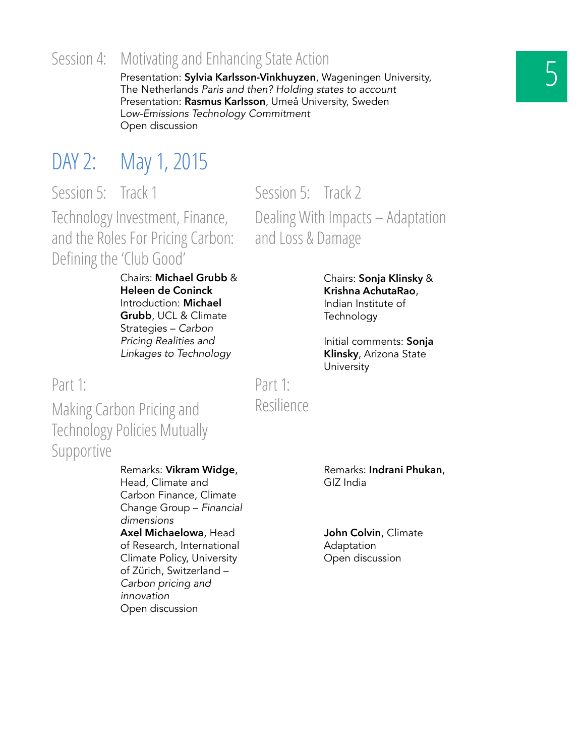## Session 4: Motivating and Enhancing State Action

Presentation: **Sylvia Karlsson-Vinkhuyzen**, Wageningen University, The Netherlands *Paris and then? Holding states to account*
Presentation: **Rasmus Karlsson**, Umeå University, Sweden
*Low-Emissions Technology Commitment*
Open discussion

# DAY 2: May 1, 2015

## Session 5: Track 1

### Technology Investment, Finance, and the Roles For Pricing Carbon: Defining the 'Club Good'

Chairs: **Michael Grubb** & **Heleen de Coninck**
Introduction: **Michael Grubb**, UCL & Climate Strategies – *Carbon Pricing Realities and Linkages to Technology*

### Part 1:

### Making Carbon Pricing and Technology Policies Mutually Supportive

Remarks: **Vikram Widge**, Head, Climate and Carbon Finance, Climate Change Group – *Financial dimensions*
**Axel Michaelowa**, Head of Research, International Climate Policy, University of Zürich, Switzerland – *Carbon pricing and innovation*
Open discussion

## Session 5: Track 2

### Dealing With Impacts – Adaptation and Loss & Damage

Chairs: **Sonja Klinsky** & **Krishna AchutaRao**, Indian Institute of Technology

Initial comments: **Sonja Klinsky**, Arizona State University

### Part 1:

### Resilience

Remarks: **Indrani Phukan**, GIZ India

**John Colvin**, Climate Adaptation
Open discussion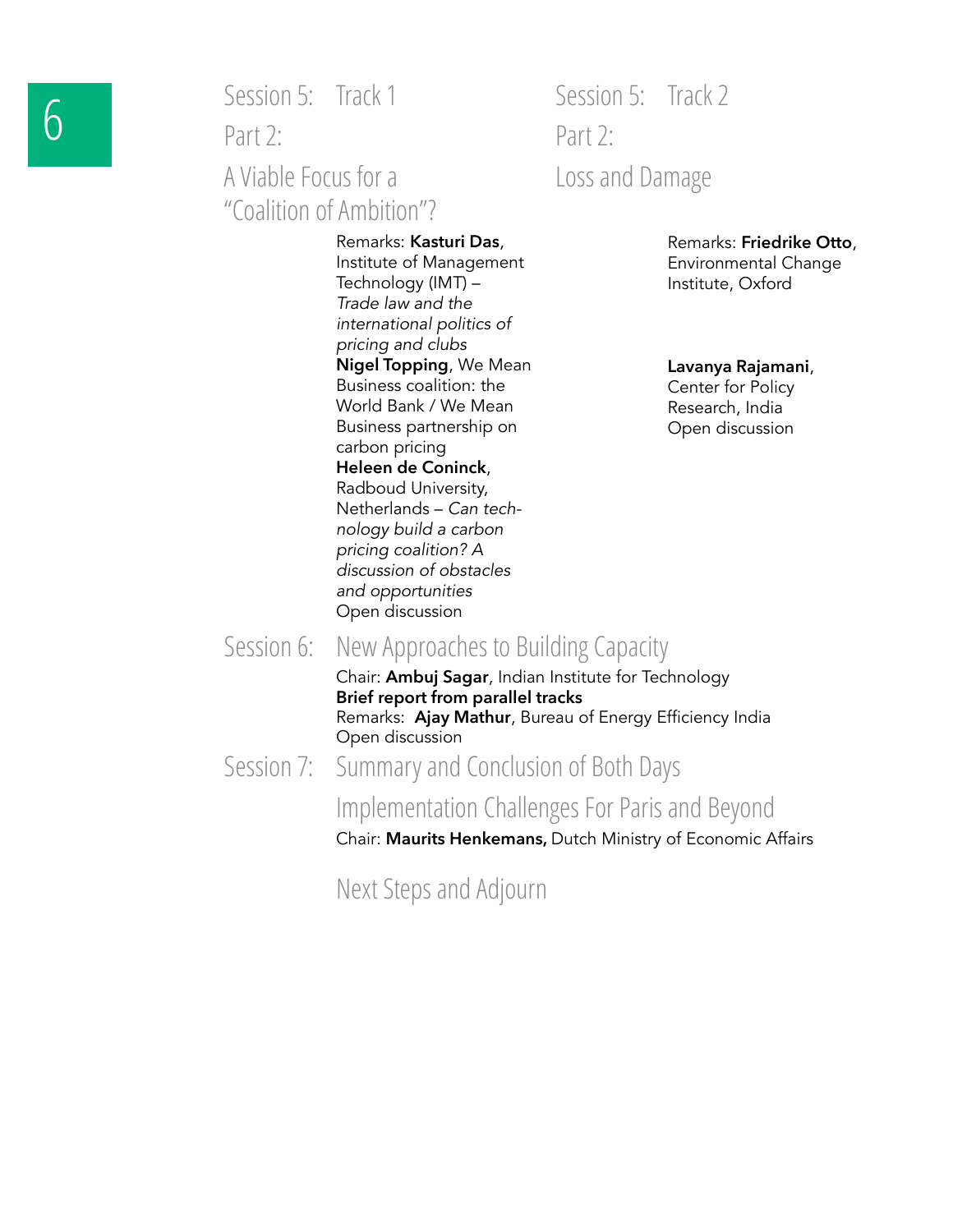## Session 5: Track 1 Part 2: A Viable Focus for a "Coalition of Ambition"?

Remarks: **Kasturi Das**, Institute of Management Technology (IMT) – *Trade law and the international politics of pricing and clubs*

**Nigel Topping**, We Mean Business coalition: the World Bank / We Mean Business partnership on carbon pricing

**Heleen de Coninck**, Radboud University, Netherlands – *Can technology build a carbon pricing coalition? A discussion of obstacles and opportunities*

Open discussion

## Session 5: Track 2 Part 2: Loss and Damage

Remarks: **Friedrike Otto**, Environmental Change Institute, Oxford

**Lavanya Rajamani**, Center for Policy Research, India

Open discussion

## Session 6: New Approaches to Building Capacity

Chair: **Ambuj Sagar**, Indian Institute for Technology

**Brief report from parallel tracks**

Remarks: **Ajay Mathur**, Bureau of Energy Efficiency India

Open discussion

## Session 7: Summary and Conclusion of Both Days

## Implementation Challenges For Paris and Beyond

Chair: **Maurits Henkemans,** Dutch Ministry of Economic Affairs

## Next Steps and Adjourn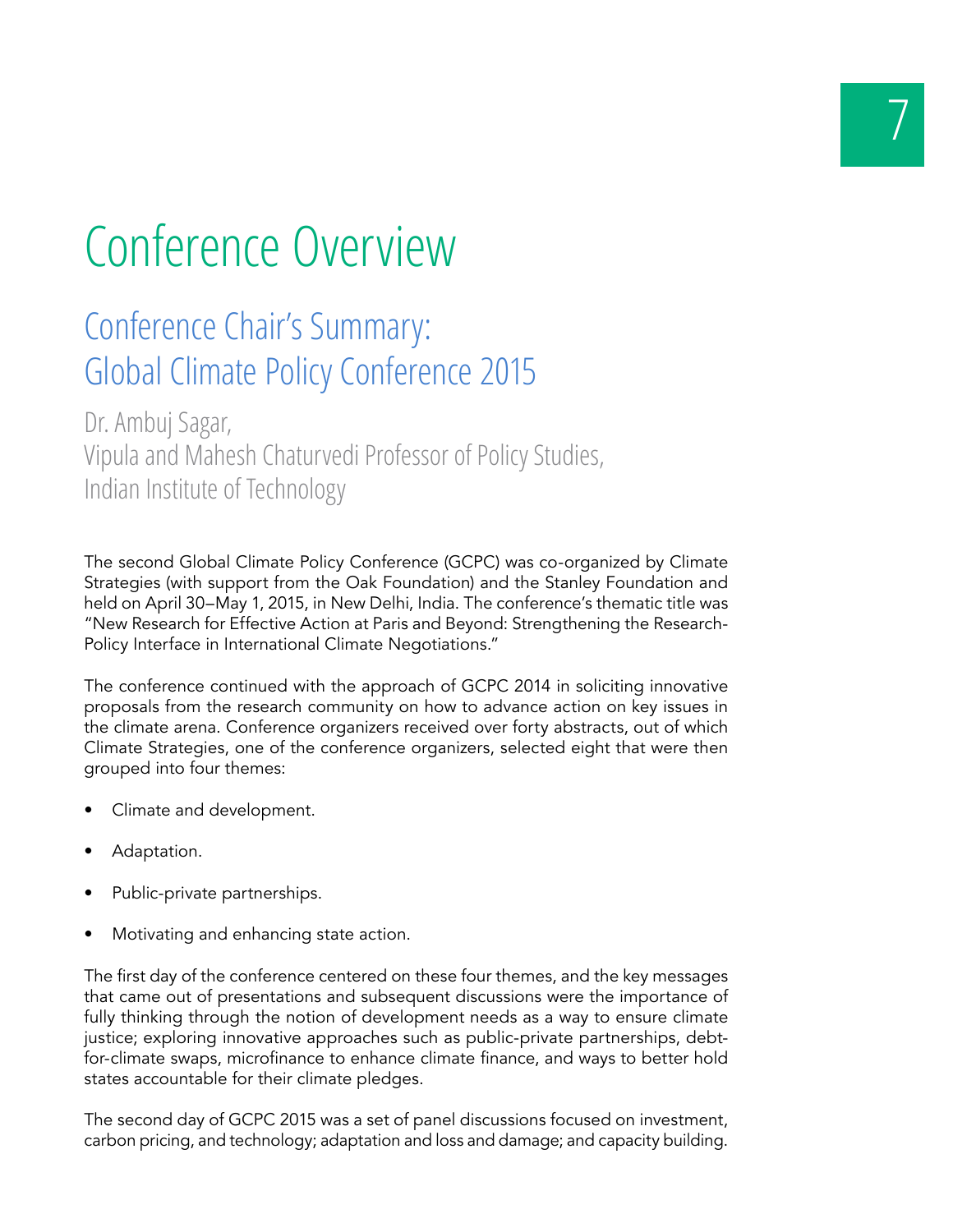# Conference Overview

## Conference Chair's Summary: Global Climate Policy Conference 2015

Dr. Ambuj Sagar,
Vipula and Mahesh Chaturvedi Professor of Policy Studies,
Indian Institute of Technology

The second Global Climate Policy Conference (GCPC) was co-organized by Climate Strategies (with support from the Oak Foundation) and the Stanley Foundation and held on April 30–May 1, 2015, in New Delhi, India. The conference's thematic title was "New Research for Effective Action at Paris and Beyond: Strengthening the Research-Policy Interface in International Climate Negotiations."

The conference continued with the approach of GCPC 2014 in soliciting innovative proposals from the research community on how to advance action on key issues in the climate arena. Conference organizers received over forty abstracts, out of which Climate Strategies, one of the conference organizers, selected eight that were then grouped into four themes:

- Climate and development.
- Adaptation.
- Public-private partnerships.
- Motivating and enhancing state action.

The first day of the conference centered on these four themes, and the key messages that came out of presentations and subsequent discussions were the importance of fully thinking through the notion of development needs as a way to ensure climate justice; exploring innovative approaches such as public-private partnerships, debt-for-climate swaps, microfinance to enhance climate finance, and ways to better hold states accountable for their climate pledges.

The second day of GCPC 2015 was a set of panel discussions focused on investment, carbon pricing, and technology; adaptation and loss and damage; and capacity building.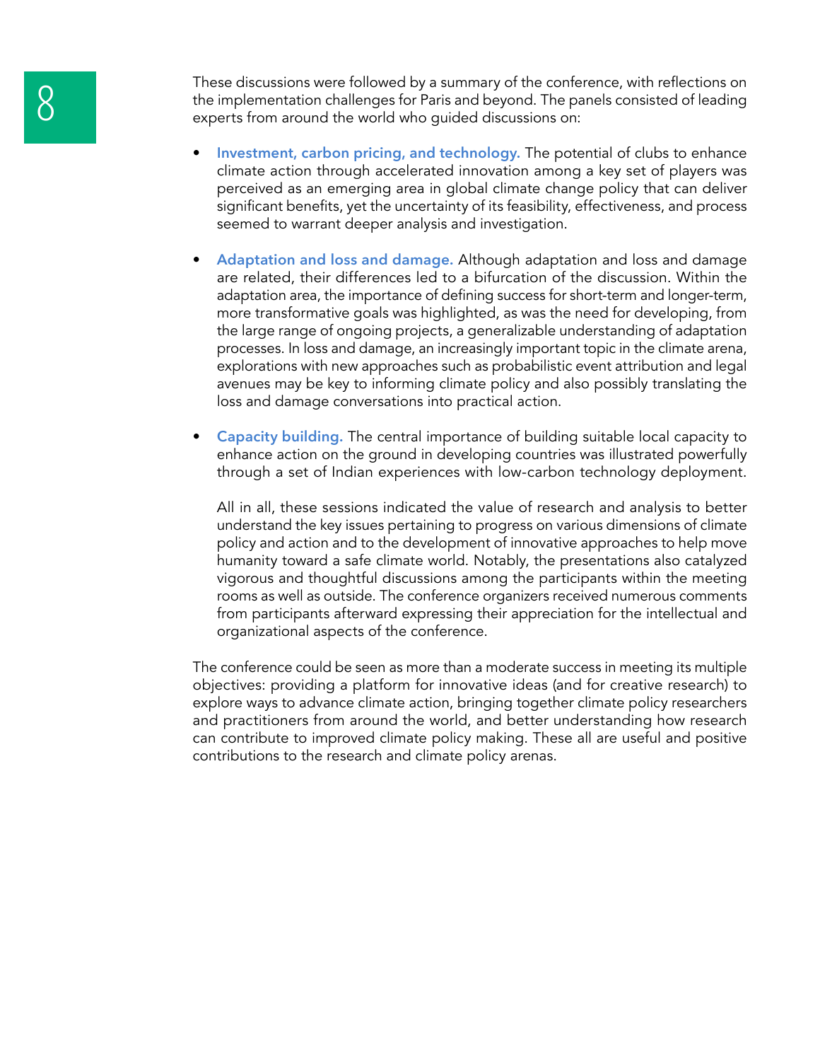These discussions were followed by a summary of the conference, with reflections on the implementation challenges for Paris and beyond. The panels consisted of leading experts from around the world who guided discussions on:

- **Investment, carbon pricing, and technology.** The potential of clubs to enhance climate action through accelerated innovation among a key set of players was perceived as an emerging area in global climate change policy that can deliver significant benefits, yet the uncertainty of its feasibility, effectiveness, and process seemed to warrant deeper analysis and investigation.

- **Adaptation and loss and damage.** Although adaptation and loss and damage are related, their differences led to a bifurcation of the discussion. Within the adaptation area, the importance of defining success for short-term and longer-term, more transformative goals was highlighted, as was the need for developing, from the large range of ongoing projects, a generalizable understanding of adaptation processes. In loss and damage, an increasingly important topic in the climate arena, explorations with new approaches such as probabilistic event attribution and legal avenues may be key to informing climate policy and also possibly translating the loss and damage conversations into practical action.

- **Capacity building.** The central importance of building suitable local capacity to enhance action on the ground in developing countries was illustrated powerfully through a set of Indian experiences with low-carbon technology deployment.

  All in all, these sessions indicated the value of research and analysis to better understand the key issues pertaining to progress on various dimensions of climate policy and action and to the development of innovative approaches to help move humanity toward a safe climate world. Notably, the presentations also catalyzed vigorous and thoughtful discussions among the participants within the meeting rooms as well as outside. The conference organizers received numerous comments from participants afterward expressing their appreciation for the intellectual and organizational aspects of the conference.

The conference could be seen as more than a moderate success in meeting its multiple objectives: providing a platform for innovative ideas (and for creative research) to explore ways to advance climate action, bringing together climate policy researchers and practitioners from around the world, and better understanding how research can contribute to improved climate policy making. These all are useful and positive contributions to the research and climate policy arenas.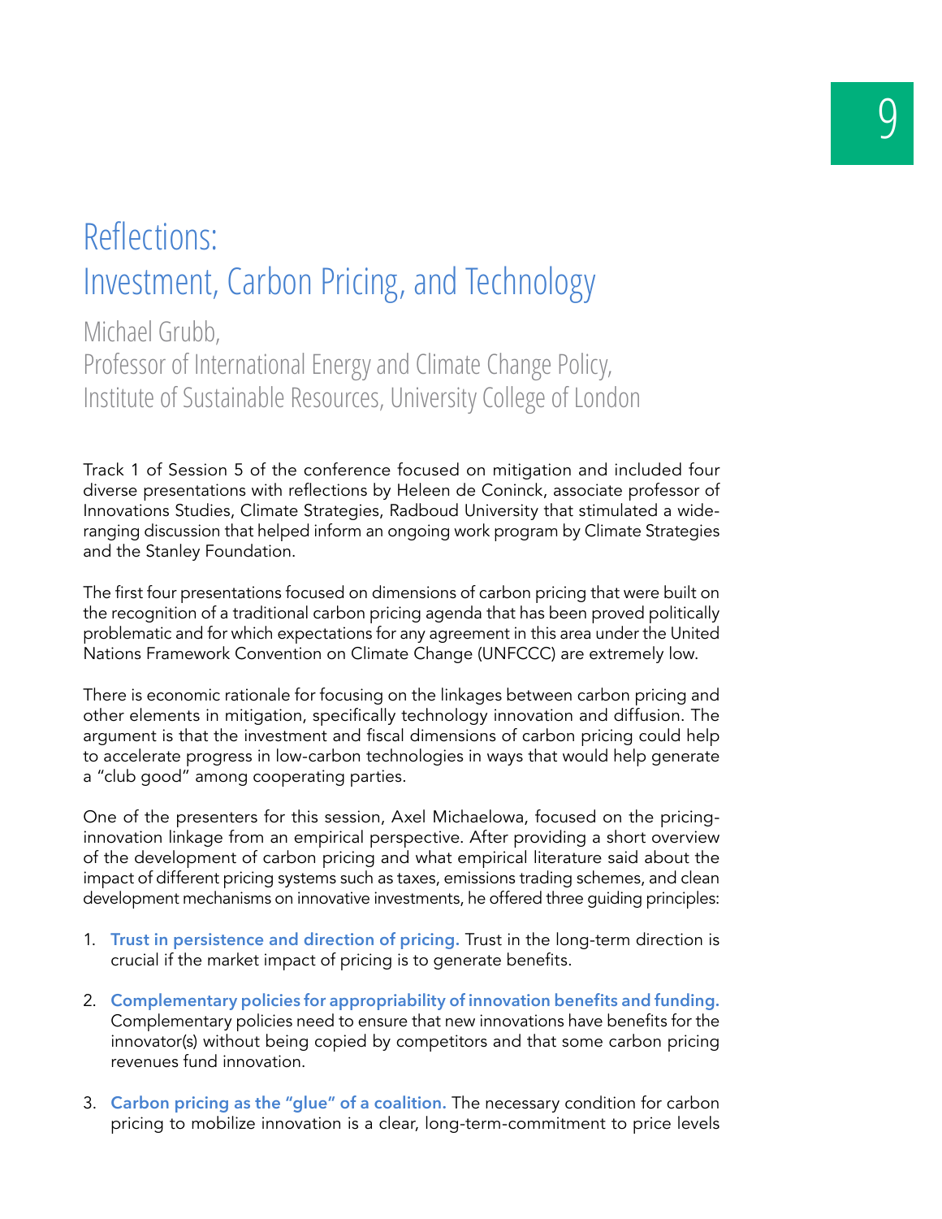# Reflections: Investment, Carbon Pricing, and Technology

Michael Grubb,
Professor of International Energy and Climate Change Policy,
Institute of Sustainable Resources, University College of London

Track 1 of Session 5 of the conference focused on mitigation and included four diverse presentations with reflections by Heleen de Coninck, associate professor of Innovations Studies, Climate Strategies, Radboud University that stimulated a wide-ranging discussion that helped inform an ongoing work program by Climate Strategies and the Stanley Foundation.

The first four presentations focused on dimensions of carbon pricing that were built on the recognition of a traditional carbon pricing agenda that has been proved politically problematic and for which expectations for any agreement in this area under the United Nations Framework Convention on Climate Change (UNFCCC) are extremely low.

There is economic rationale for focusing on the linkages between carbon pricing and other elements in mitigation, specifically technology innovation and diffusion. The argument is that the investment and fiscal dimensions of carbon pricing could help to accelerate progress in low-carbon technologies in ways that would help generate a "club good" among cooperating parties.

One of the presenters for this session, Axel Michaelowa, focused on the pricing-innovation linkage from an empirical perspective. After providing a short overview of the development of carbon pricing and what empirical literature said about the impact of different pricing systems such as taxes, emissions trading schemes, and clean development mechanisms on innovative investments, he offered three guiding principles:

1. **Trust in persistence and direction of pricing.** Trust in the long-term direction is crucial if the market impact of pricing is to generate benefits.

2. **Complementary policies for appropriability of innovation benefits and funding.** Complementary policies need to ensure that new innovations have benefits for the innovator(s) without being copied by competitors and that some carbon pricing revenues fund innovation.

3. **Carbon pricing as the "glue" of a coalition.** The necessary condition for carbon pricing to mobilize innovation is a clear, long-term-commitment to price levels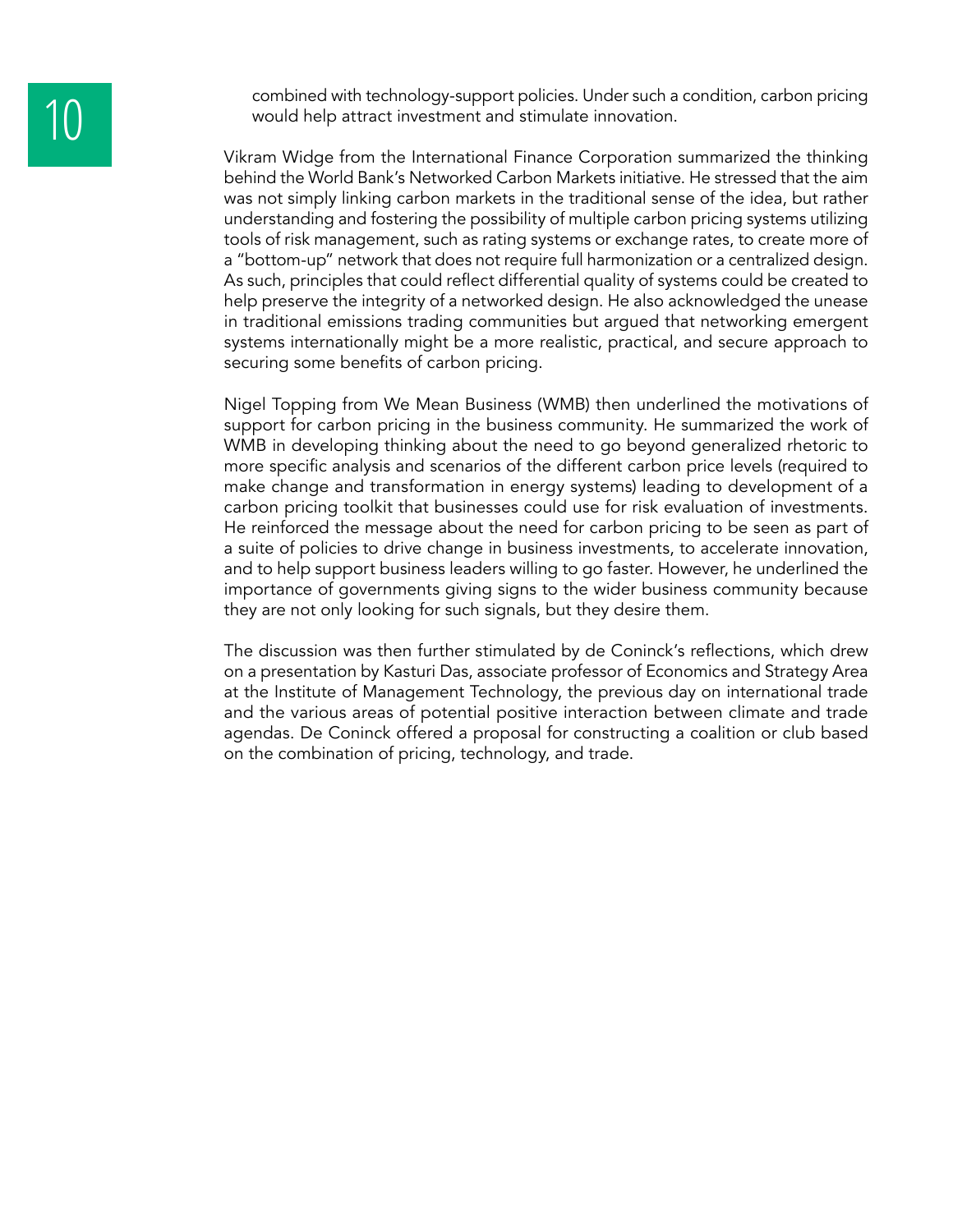combined with technology-support policies. Under such a condition, carbon pricing would help attract investment and stimulate innovation.

Vikram Widge from the International Finance Corporation summarized the thinking behind the World Bank's Networked Carbon Markets initiative. He stressed that the aim was not simply linking carbon markets in the traditional sense of the idea, but rather understanding and fostering the possibility of multiple carbon pricing systems utilizing tools of risk management, such as rating systems or exchange rates, to create more of a "bottom-up" network that does not require full harmonization or a centralized design. As such, principles that could reflect differential quality of systems could be created to help preserve the integrity of a networked design. He also acknowledged the unease in traditional emissions trading communities but argued that networking emergent systems internationally might be a more realistic, practical, and secure approach to securing some benefits of carbon pricing.

Nigel Topping from We Mean Business (WMB) then underlined the motivations of support for carbon pricing in the business community. He summarized the work of WMB in developing thinking about the need to go beyond generalized rhetoric to more specific analysis and scenarios of the different carbon price levels (required to make change and transformation in energy systems) leading to development of a carbon pricing toolkit that businesses could use for risk evaluation of investments. He reinforced the message about the need for carbon pricing to be seen as part of a suite of policies to drive change in business investments, to accelerate innovation, and to help support business leaders willing to go faster. However, he underlined the importance of governments giving signs to the wider business community because they are not only looking for such signals, but they desire them.

The discussion was then further stimulated by de Coninck's reflections, which drew on a presentation by Kasturi Das, associate professor of Economics and Strategy Area at the Institute of Management Technology, the previous day on international trade and the various areas of potential positive interaction between climate and trade agendas. De Coninck offered a proposal for constructing a coalition or club based on the combination of pricing, technology, and trade.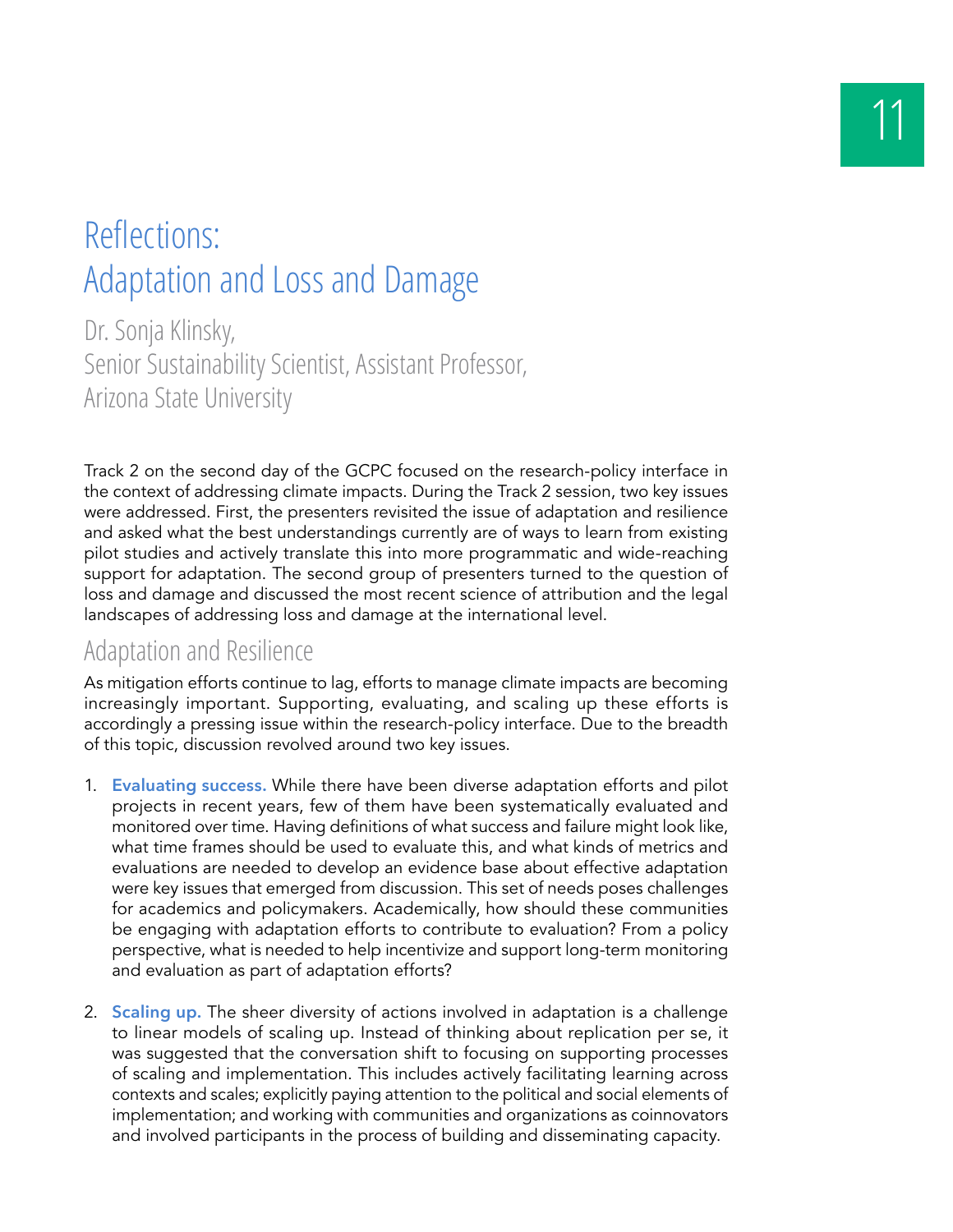# Reflections: Adaptation and Loss and Damage

Dr. Sonja Klinsky,
Senior Sustainability Scientist, Assistant Professor,
Arizona State University

Track 2 on the second day of the GCPC focused on the research-policy interface in the context of addressing climate impacts. During the Track 2 session, two key issues were addressed. First, the presenters revisited the issue of adaptation and resilience and asked what the best understandings currently are of ways to learn from existing pilot studies and actively translate this into more programmatic and wide-reaching support for adaptation. The second group of presenters turned to the question of loss and damage and discussed the most recent science of attribution and the legal landscapes of addressing loss and damage at the international level.

## Adaptation and Resilience

As mitigation efforts continue to lag, efforts to manage climate impacts are becoming increasingly important. Supporting, evaluating, and scaling up these efforts is accordingly a pressing issue within the research-policy interface. Due to the breadth of this topic, discussion revolved around two key issues.

1. **Evaluating success.** While there have been diverse adaptation efforts and pilot projects in recent years, few of them have been systematically evaluated and monitored over time. Having definitions of what success and failure might look like, what time frames should be used to evaluate this, and what kinds of metrics and evaluations are needed to develop an evidence base about effective adaptation were key issues that emerged from discussion. This set of needs poses challenges for academics and policymakers. Academically, how should these communities be engaging with adaptation efforts to contribute to evaluation? From a policy perspective, what is needed to help incentivize and support long-term monitoring and evaluation as part of adaptation efforts?

2. **Scaling up.** The sheer diversity of actions involved in adaptation is a challenge to linear models of scaling up. Instead of thinking about replication per se, it was suggested that the conversation shift to focusing on supporting processes of scaling and implementation. This includes actively facilitating learning across contexts and scales; explicitly paying attention to the political and social elements of implementation; and working with communities and organizations as coinnovators and involved participants in the process of building and disseminating capacity.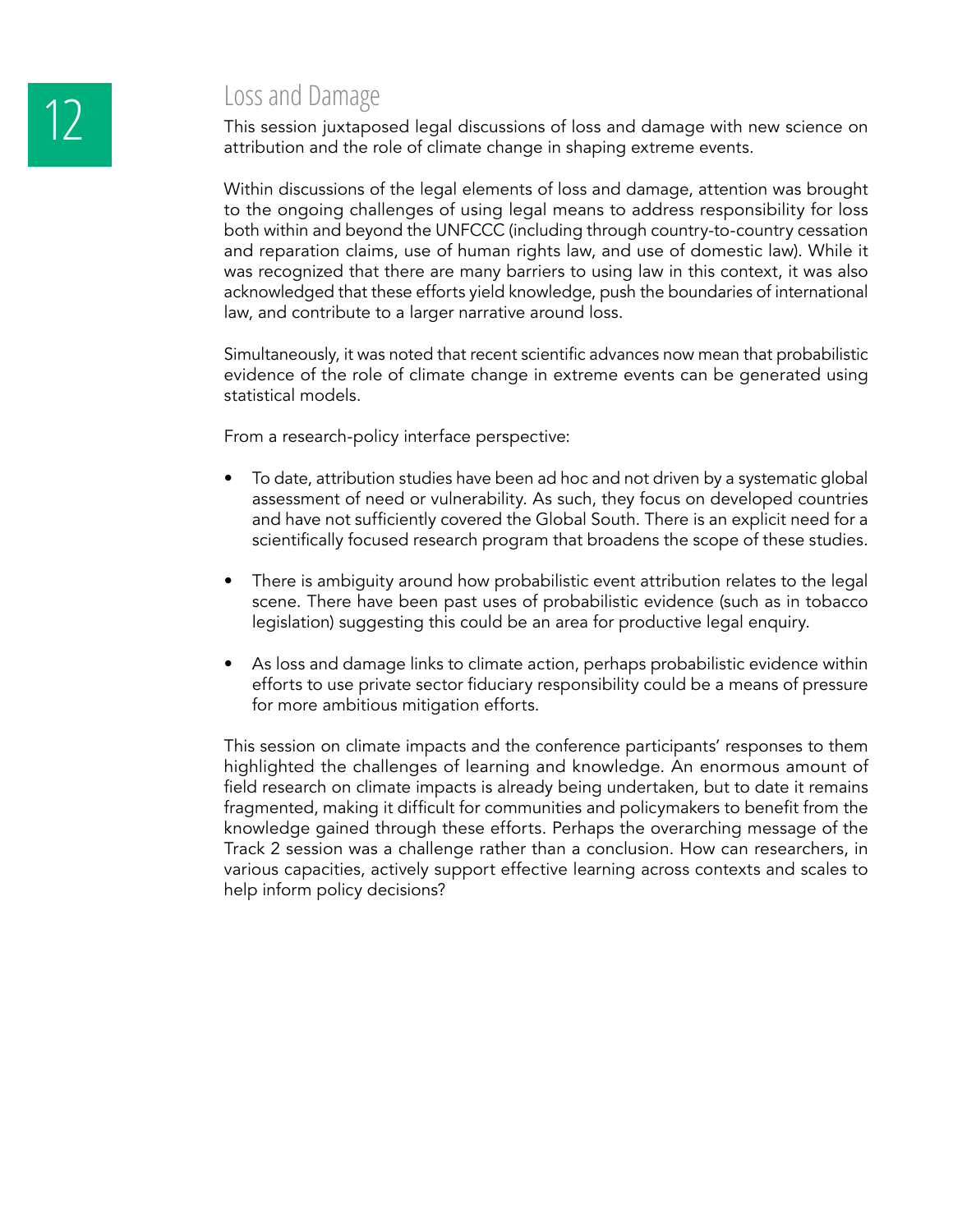## Loss and Damage

This session juxtaposed legal discussions of loss and damage with new science on attribution and the role of climate change in shaping extreme events.

Within discussions of the legal elements of loss and damage, attention was brought to the ongoing challenges of using legal means to address responsibility for loss both within and beyond the UNFCCC (including through country-to-country cessation and reparation claims, use of human rights law, and use of domestic law). While it was recognized that there are many barriers to using law in this context, it was also acknowledged that these efforts yield knowledge, push the boundaries of international law, and contribute to a larger narrative around loss.

Simultaneously, it was noted that recent scientific advances now mean that probabilistic evidence of the role of climate change in extreme events can be generated using statistical models.

From a research-policy interface perspective:

- To date, attribution studies have been ad hoc and not driven by a systematic global assessment of need or vulnerability. As such, they focus on developed countries and have not sufficiently covered the Global South. There is an explicit need for a scientifically focused research program that broadens the scope of these studies.
- There is ambiguity around how probabilistic event attribution relates to the legal scene. There have been past uses of probabilistic evidence (such as in tobacco legislation) suggesting this could be an area for productive legal enquiry.
- As loss and damage links to climate action, perhaps probabilistic evidence within efforts to use private sector fiduciary responsibility could be a means of pressure for more ambitious mitigation efforts.

This session on climate impacts and the conference participants' responses to them highlighted the challenges of learning and knowledge. An enormous amount of field research on climate impacts is already being undertaken, but to date it remains fragmented, making it difficult for communities and policymakers to benefit from the knowledge gained through these efforts. Perhaps the overarching message of the Track 2 session was a challenge rather than a conclusion. How can researchers, in various capacities, actively support effective learning across contexts and scales to help inform policy decisions?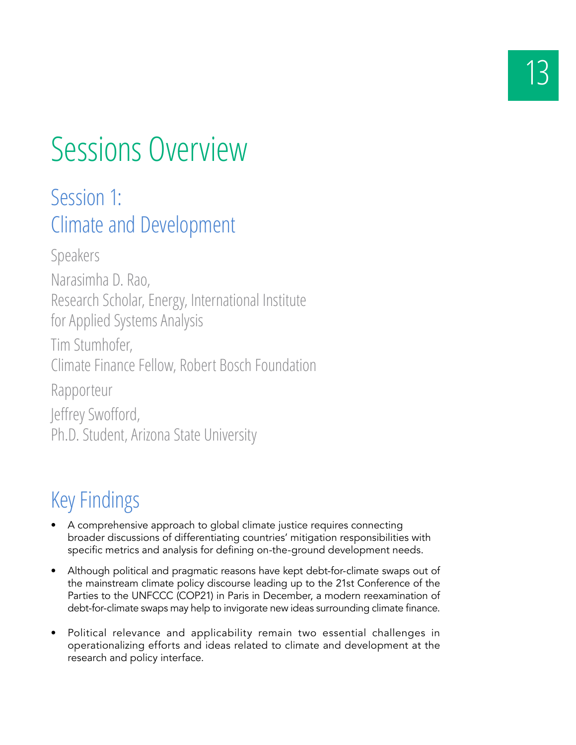# Sessions Overview

## Session 1:
## Climate and Development

Speakers

Narasimha D. Rao,
Research Scholar, Energy, International Institute for Applied Systems Analysis

Tim Stumhofer,
Climate Finance Fellow, Robert Bosch Foundation

Rapporteur

Jeffrey Swofford,
Ph.D. Student, Arizona State University

## Key Findings

- A comprehensive approach to global climate justice requires connecting broader discussions of differentiating countries' mitigation responsibilities with specific metrics and analysis for defining on-the-ground development needs.
- Although political and pragmatic reasons have kept debt-for-climate swaps out of the mainstream climate policy discourse leading up to the 21st Conference of the Parties to the UNFCCC (COP21) in Paris in December, a modern reexamination of debt-for-climate swaps may help to invigorate new ideas surrounding climate finance.
- Political relevance and applicability remain two essential challenges in operationalizing efforts and ideas related to climate and development at the research and policy interface.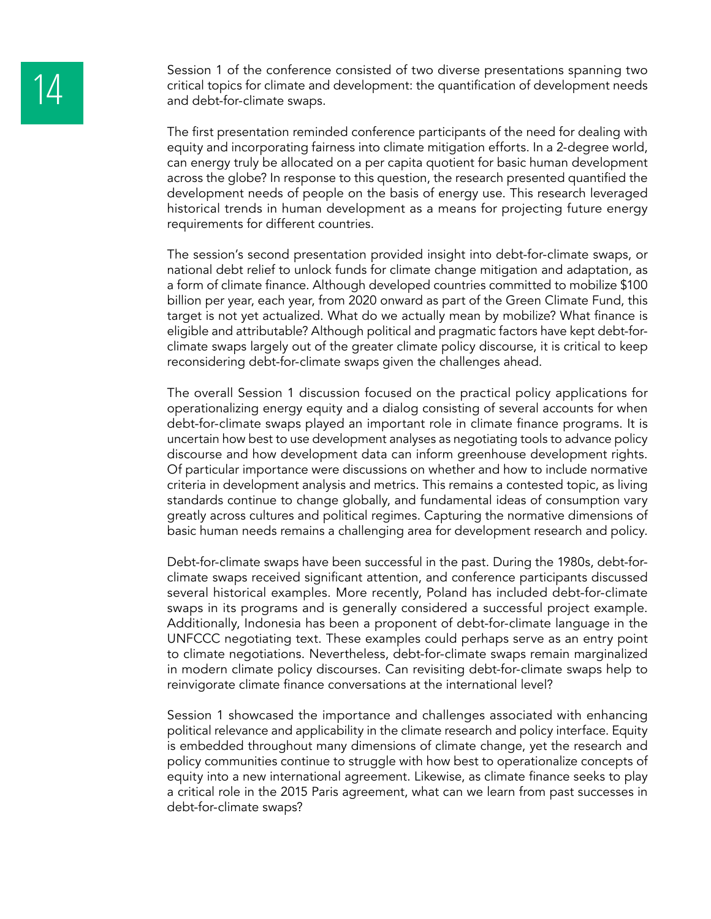Session 1 of the conference consisted of two diverse presentations spanning two critical topics for climate and development: the quantification of development needs and debt-for-climate swaps.

The first presentation reminded conference participants of the need for dealing with equity and incorporating fairness into climate mitigation efforts. In a 2-degree world, can energy truly be allocated on a per capita quotient for basic human development across the globe? In response to this question, the research presented quantified the development needs of people on the basis of energy use. This research leveraged historical trends in human development as a means for projecting future energy requirements for different countries.

The session's second presentation provided insight into debt-for-climate swaps, or national debt relief to unlock funds for climate change mitigation and adaptation, as a form of climate finance. Although developed countries committed to mobilize $100 billion per year, each year, from 2020 onward as part of the Green Climate Fund, this target is not yet actualized. What do we actually mean by mobilize? What finance is eligible and attributable? Although political and pragmatic factors have kept debt-for-climate swaps largely out of the greater climate policy discourse, it is critical to keep reconsidering debt-for-climate swaps given the challenges ahead.

The overall Session 1 discussion focused on the practical policy applications for operationalizing energy equity and a dialog consisting of several accounts for when debt-for-climate swaps played an important role in climate finance programs. It is uncertain how best to use development analyses as negotiating tools to advance policy discourse and how development data can inform greenhouse development rights. Of particular importance were discussions on whether and how to include normative criteria in development analysis and metrics. This remains a contested topic, as living standards continue to change globally, and fundamental ideas of consumption vary greatly across cultures and political regimes. Capturing the normative dimensions of basic human needs remains a challenging area for development research and policy.

Debt-for-climate swaps have been successful in the past. During the 1980s, debt-for-climate swaps received significant attention, and conference participants discussed several historical examples. More recently, Poland has included debt-for-climate swaps in its programs and is generally considered a successful project example. Additionally, Indonesia has been a proponent of debt-for-climate language in the UNFCCC negotiating text. These examples could perhaps serve as an entry point to climate negotiations. Nevertheless, debt-for-climate swaps remain marginalized in modern climate policy discourses. Can revisiting debt-for-climate swaps help to reinvigorate climate finance conversations at the international level?

Session 1 showcased the importance and challenges associated with enhancing political relevance and applicability in the climate research and policy interface. Equity is embedded throughout many dimensions of climate change, yet the research and policy communities continue to struggle with how best to operationalize concepts of equity into a new international agreement. Likewise, as climate finance seeks to play a critical role in the 2015 Paris agreement, what can we learn from past successes in debt-for-climate swaps?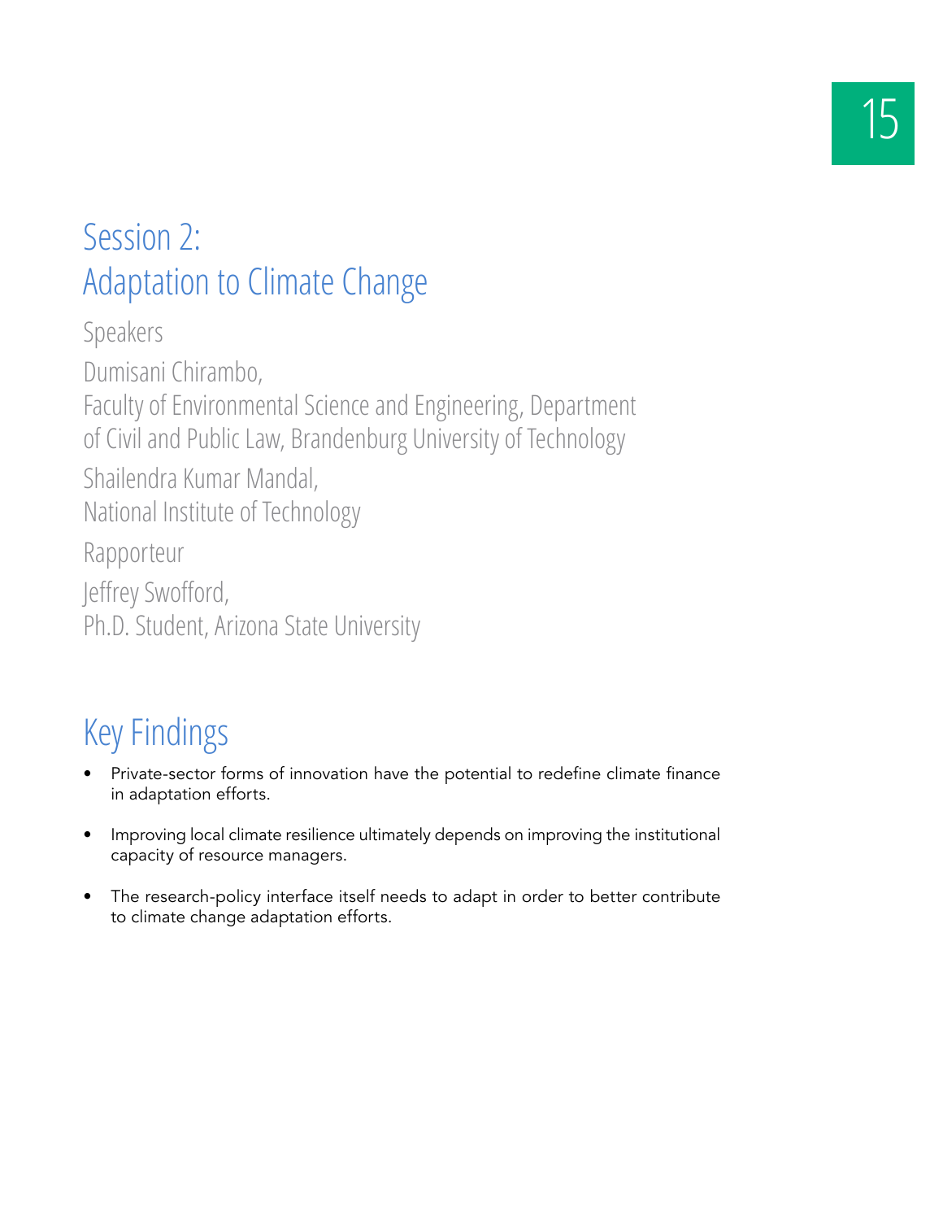# Session 2: Adaptation to Climate Change

Speakers

Dumisani Chirambo,
Faculty of Environmental Science and Engineering, Department of Civil and Public Law, Brandenburg University of Technology

Shailendra Kumar Mandal,
National Institute of Technology

Rapporteur

Jeffrey Swofford,
Ph.D. Student, Arizona State University

## Key Findings

- Private-sector forms of innovation have the potential to redefine climate finance in adaptation efforts.
- Improving local climate resilience ultimately depends on improving the institutional capacity of resource managers.
- The research-policy interface itself needs to adapt in order to better contribute to climate change adaptation efforts.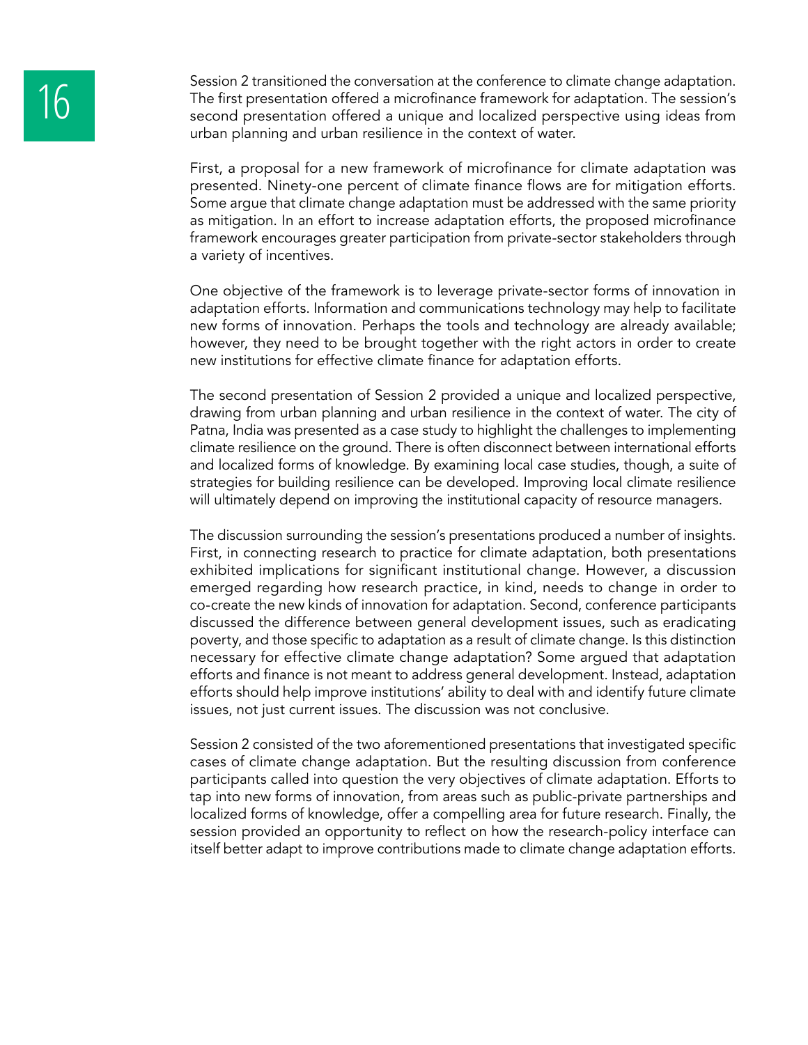Session 2 transitioned the conversation at the conference to climate change adaptation. The first presentation offered a microfinance framework for adaptation. The session's second presentation offered a unique and localized perspective using ideas from urban planning and urban resilience in the context of water.

First, a proposal for a new framework of microfinance for climate adaptation was presented. Ninety-one percent of climate finance flows are for mitigation efforts. Some argue that climate change adaptation must be addressed with the same priority as mitigation. In an effort to increase adaptation efforts, the proposed microfinance framework encourages greater participation from private-sector stakeholders through a variety of incentives.

One objective of the framework is to leverage private-sector forms of innovation in adaptation efforts. Information and communications technology may help to facilitate new forms of innovation. Perhaps the tools and technology are already available; however, they need to be brought together with the right actors in order to create new institutions for effective climate finance for adaptation efforts.

The second presentation of Session 2 provided a unique and localized perspective, drawing from urban planning and urban resilience in the context of water. The city of Patna, India was presented as a case study to highlight the challenges to implementing climate resilience on the ground. There is often disconnect between international efforts and localized forms of knowledge. By examining local case studies, though, a suite of strategies for building resilience can be developed. Improving local climate resilience will ultimately depend on improving the institutional capacity of resource managers.

The discussion surrounding the session's presentations produced a number of insights. First, in connecting research to practice for climate adaptation, both presentations exhibited implications for significant institutional change. However, a discussion emerged regarding how research practice, in kind, needs to change in order to co-create the new kinds of innovation for adaptation. Second, conference participants discussed the difference between general development issues, such as eradicating poverty, and those specific to adaptation as a result of climate change. Is this distinction necessary for effective climate change adaptation? Some argued that adaptation efforts and finance is not meant to address general development. Instead, adaptation efforts should help improve institutions' ability to deal with and identify future climate issues, not just current issues. The discussion was not conclusive.

Session 2 consisted of the two aforementioned presentations that investigated specific cases of climate change adaptation. But the resulting discussion from conference participants called into question the very objectives of climate adaptation. Efforts to tap into new forms of innovation, from areas such as public-private partnerships and localized forms of knowledge, offer a compelling area for future research. Finally, the session provided an opportunity to reflect on how the research-policy interface can itself better adapt to improve contributions made to climate change adaptation efforts.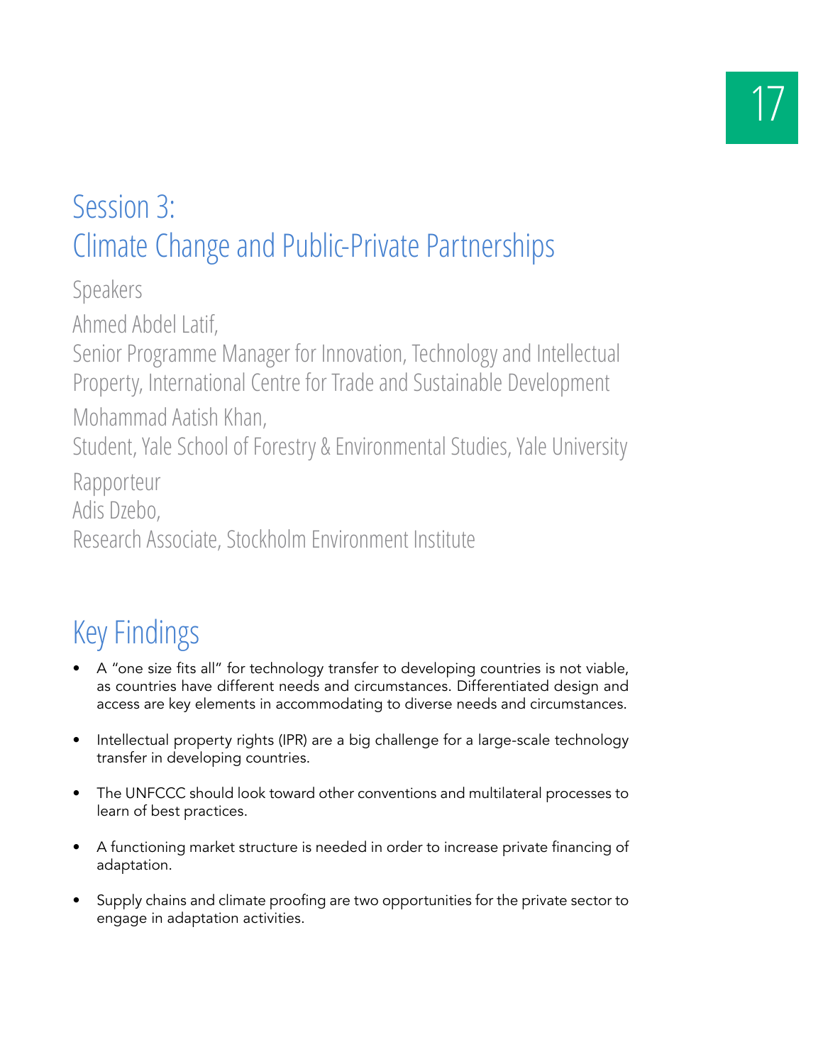# Session 3: Climate Change and Public-Private Partnerships

Speakers

Ahmed Abdel Latif,
Senior Programme Manager for Innovation, Technology and Intellectual Property, International Centre for Trade and Sustainable Development

Mohammad Aatish Khan,
Student, Yale School of Forestry & Environmental Studies, Yale University

Rapporteur
Adis Dzebo,
Research Associate, Stockholm Environment Institute

## Key Findings

- A "one size fits all" for technology transfer to developing countries is not viable, as countries have different needs and circumstances. Differentiated design and access are key elements in accommodating to diverse needs and circumstances.
- Intellectual property rights (IPR) are a big challenge for a large-scale technology transfer in developing countries.
- The UNFCCC should look toward other conventions and multilateral processes to learn of best practices.
- A functioning market structure is needed in order to increase private financing of adaptation.
- Supply chains and climate proofing are two opportunities for the private sector to engage in adaptation activities.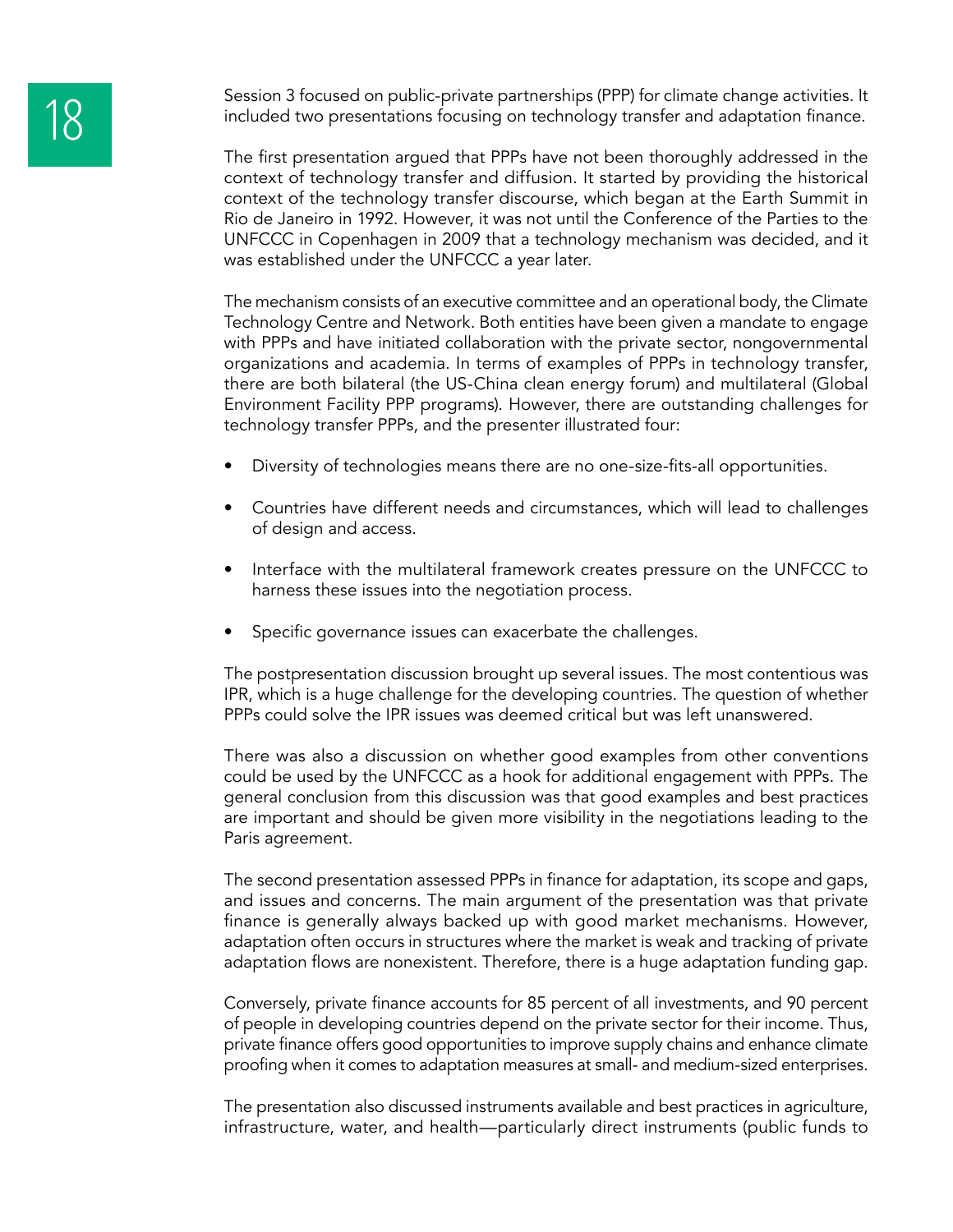Session 3 focused on public-private partnerships (PPP) for climate change activities. It included two presentations focusing on technology transfer and adaptation finance.

The first presentation argued that PPPs have not been thoroughly addressed in the context of technology transfer and diffusion. It started by providing the historical context of the technology transfer discourse, which began at the Earth Summit in Rio de Janeiro in 1992. However, it was not until the Conference of the Parties to the UNFCCC in Copenhagen in 2009 that a technology mechanism was decided, and it was established under the UNFCCC a year later.

The mechanism consists of an executive committee and an operational body, the Climate Technology Centre and Network. Both entities have been given a mandate to engage with PPPs and have initiated collaboration with the private sector, nongovernmental organizations and academia. In terms of examples of PPPs in technology transfer, there are both bilateral (the US-China clean energy forum) and multilateral (Global Environment Facility PPP programs). However, there are outstanding challenges for technology transfer PPPs, and the presenter illustrated four:

- Diversity of technologies means there are no one-size-fits-all opportunities.
- Countries have different needs and circumstances, which will lead to challenges of design and access.
- Interface with the multilateral framework creates pressure on the UNFCCC to harness these issues into the negotiation process.
- Specific governance issues can exacerbate the challenges.

The postpresentation discussion brought up several issues. The most contentious was IPR, which is a huge challenge for the developing countries. The question of whether PPPs could solve the IPR issues was deemed critical but was left unanswered.

There was also a discussion on whether good examples from other conventions could be used by the UNFCCC as a hook for additional engagement with PPPs. The general conclusion from this discussion was that good examples and best practices are important and should be given more visibility in the negotiations leading to the Paris agreement.

The second presentation assessed PPPs in finance for adaptation, its scope and gaps, and issues and concerns. The main argument of the presentation was that private finance is generally always backed up with good market mechanisms. However, adaptation often occurs in structures where the market is weak and tracking of private adaptation flows are nonexistent. Therefore, there is a huge adaptation funding gap.

Conversely, private finance accounts for 85 percent of all investments, and 90 percent of people in developing countries depend on the private sector for their income. Thus, private finance offers good opportunities to improve supply chains and enhance climate proofing when it comes to adaptation measures at small- and medium-sized enterprises.

The presentation also discussed instruments available and best practices in agriculture, infrastructure, water, and health—particularly direct instruments (public funds to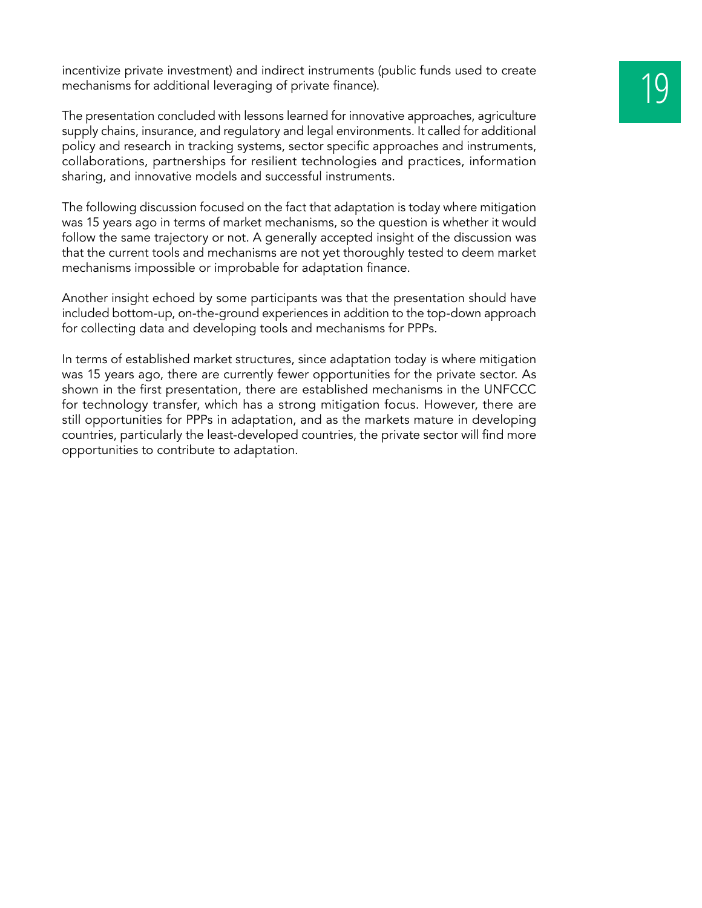incentivize private investment) and indirect instruments (public funds used to create mechanisms for additional leveraging of private finance).

The presentation concluded with lessons learned for innovative approaches, agriculture supply chains, insurance, and regulatory and legal environments. It called for additional policy and research in tracking systems, sector specific approaches and instruments, collaborations, partnerships for resilient technologies and practices, information sharing, and innovative models and successful instruments.

The following discussion focused on the fact that adaptation is today where mitigation was 15 years ago in terms of market mechanisms, so the question is whether it would follow the same trajectory or not. A generally accepted insight of the discussion was that the current tools and mechanisms are not yet thoroughly tested to deem market mechanisms impossible or improbable for adaptation finance.

Another insight echoed by some participants was that the presentation should have included bottom-up, on-the-ground experiences in addition to the top-down approach for collecting data and developing tools and mechanisms for PPPs.

In terms of established market structures, since adaptation today is where mitigation was 15 years ago, there are currently fewer opportunities for the private sector. As shown in the first presentation, there are established mechanisms in the UNFCCC for technology transfer, which has a strong mitigation focus. However, there are still opportunities for PPPs in adaptation, and as the markets mature in developing countries, particularly the least-developed countries, the private sector will find more opportunities to contribute to adaptation.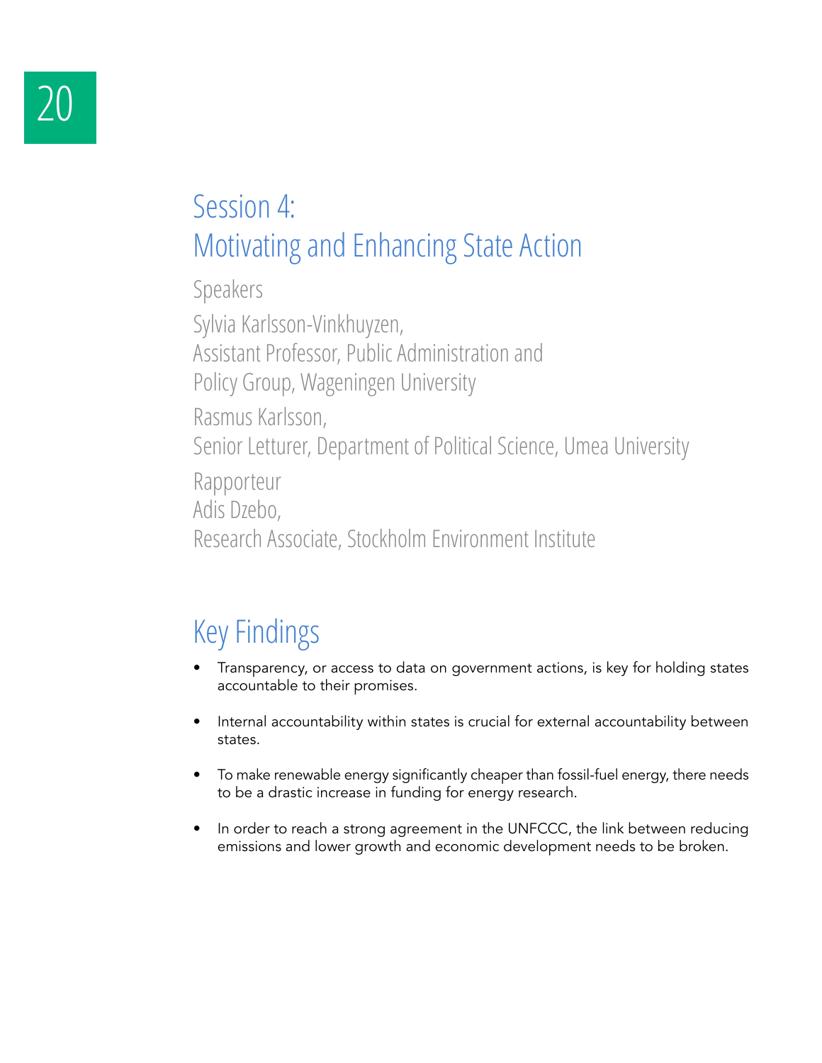# Session 4:
# Motivating and Enhancing State Action

Speakers

Sylvia Karlsson-Vinkhuyzen,
Assistant Professor, Public Administration and Policy Group, Wageningen University

Rasmus Karlsson,
Senior Letturer, Department of Political Science, Umea University

Rapporteur

Adis Dzebo,
Research Associate, Stockholm Environment Institute

## Key Findings

- Transparency, or access to data on government actions, is key for holding states accountable to their promises.
- Internal accountability within states is crucial for external accountability between states.
- To make renewable energy significantly cheaper than fossil-fuel energy, there needs to be a drastic increase in funding for energy research.
- In order to reach a strong agreement in the UNFCCC, the link between reducing emissions and lower growth and economic development needs to be broken.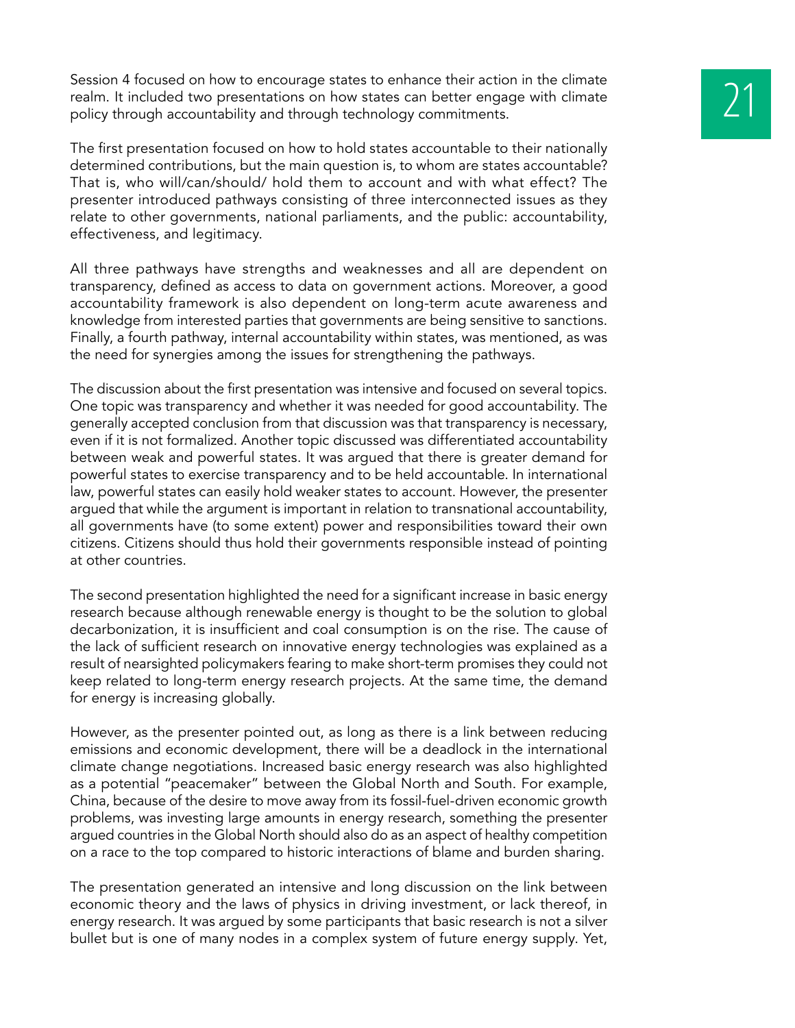Session 4 focused on how to encourage states to enhance their action in the climate realm. It included two presentations on how states can better engage with climate policy through accountability and through technology commitments.

The first presentation focused on how to hold states accountable to their nationally determined contributions, but the main question is, to whom are states accountable? That is, who will/can/should/ hold them to account and with what effect? The presenter introduced pathways consisting of three interconnected issues as they relate to other governments, national parliaments, and the public: accountability, effectiveness, and legitimacy.

All three pathways have strengths and weaknesses and all are dependent on transparency, defined as access to data on government actions. Moreover, a good accountability framework is also dependent on long-term acute awareness and knowledge from interested parties that governments are being sensitive to sanctions. Finally, a fourth pathway, internal accountability within states, was mentioned, as was the need for synergies among the issues for strengthening the pathways.

The discussion about the first presentation was intensive and focused on several topics. One topic was transparency and whether it was needed for good accountability. The generally accepted conclusion from that discussion was that transparency is necessary, even if it is not formalized. Another topic discussed was differentiated accountability between weak and powerful states. It was argued that there is greater demand for powerful states to exercise transparency and to be held accountable. In international law, powerful states can easily hold weaker states to account. However, the presenter argued that while the argument is important in relation to transnational accountability, all governments have (to some extent) power and responsibilities toward their own citizens. Citizens should thus hold their governments responsible instead of pointing at other countries.

The second presentation highlighted the need for a significant increase in basic energy research because although renewable energy is thought to be the solution to global decarbonization, it is insufficient and coal consumption is on the rise. The cause of the lack of sufficient research on innovative energy technologies was explained as a result of nearsighted policymakers fearing to make short-term promises they could not keep related to long-term energy research projects. At the same time, the demand for energy is increasing globally.

However, as the presenter pointed out, as long as there is a link between reducing emissions and economic development, there will be a deadlock in the international climate change negotiations. Increased basic energy research was also highlighted as a potential "peacemaker" between the Global North and South. For example, China, because of the desire to move away from its fossil-fuel-driven economic growth problems, was investing large amounts in energy research, something the presenter argued countries in the Global North should also do as an aspect of healthy competition on a race to the top compared to historic interactions of blame and burden sharing.

The presentation generated an intensive and long discussion on the link between economic theory and the laws of physics in driving investment, or lack thereof, in energy research. It was argued by some participants that basic research is not a silver bullet but is one of many nodes in a complex system of future energy supply. Yet,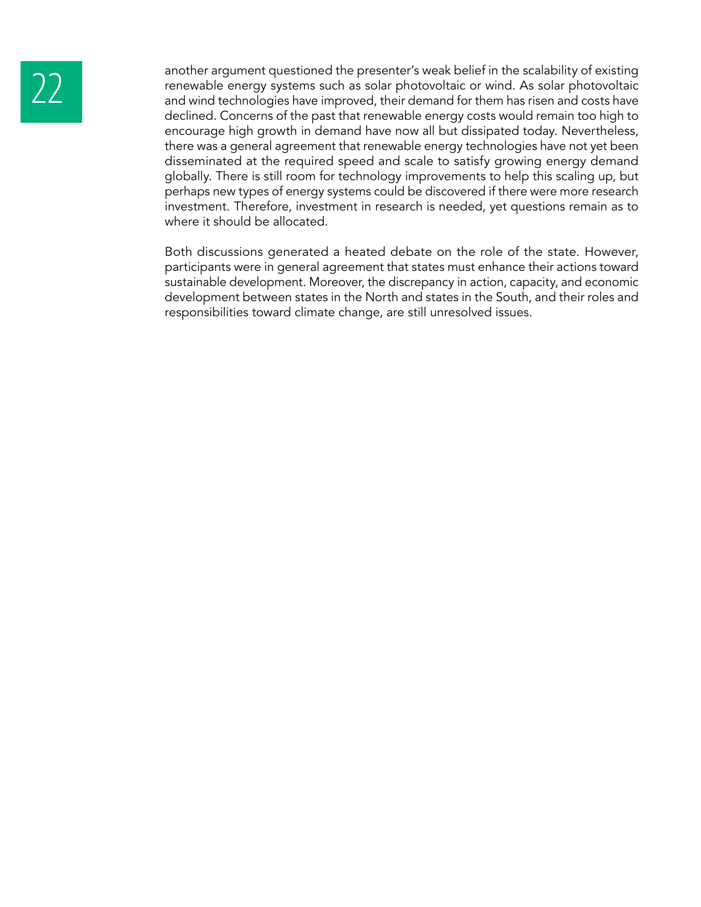another argument questioned the presenter's weak belief in the scalability of existing renewable energy systems such as solar photovoltaic or wind. As solar photovoltaic and wind technologies have improved, their demand for them has risen and costs have declined. Concerns of the past that renewable energy costs would remain too high to encourage high growth in demand have now all but dissipated today. Nevertheless, there was a general agreement that renewable energy technologies have not yet been disseminated at the required speed and scale to satisfy growing energy demand globally. There is still room for technology improvements to help this scaling up, but perhaps new types of energy systems could be discovered if there were more research investment. Therefore, investment in research is needed, yet questions remain as to where it should be allocated.

Both discussions generated a heated debate on the role of the state. However, participants were in general agreement that states must enhance their actions toward sustainable development. Moreover, the discrepancy in action, capacity, and economic development between states in the North and states in the South, and their roles and responsibilities toward climate change, are still unresolved issues.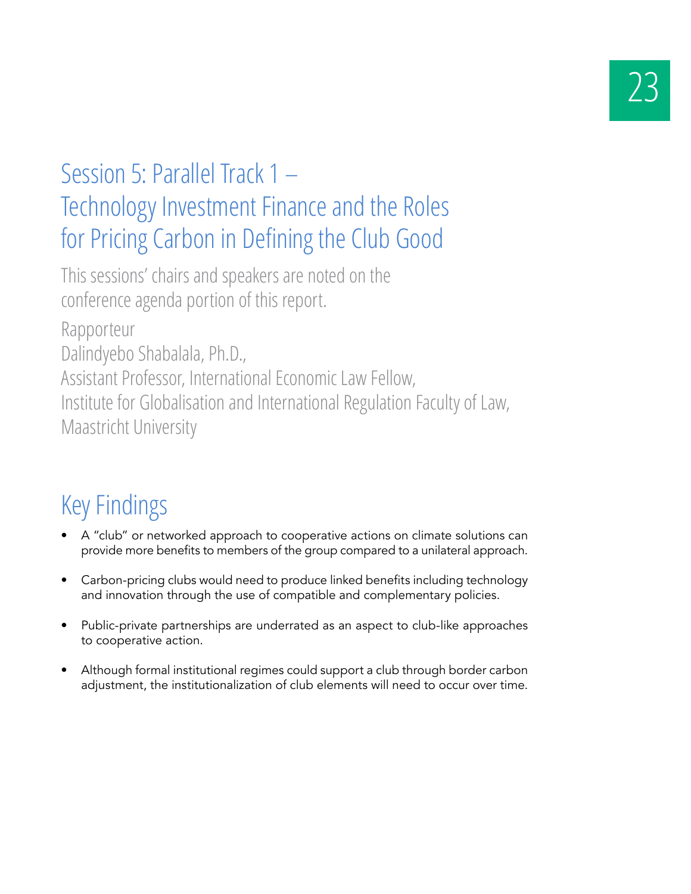# Session 5: Parallel Track 1 – Technology Investment Finance and the Roles for Pricing Carbon in Defining the Club Good

This sessions' chairs and speakers are noted on the conference agenda portion of this report.

Rapporteur
Dalindyebo Shabalala, Ph.D.,
Assistant Professor, International Economic Law Fellow,
Institute for Globalisation and International Regulation Faculty of Law,
Maastricht University

## Key Findings

- A "club" or networked approach to cooperative actions on climate solutions can provide more benefits to members of the group compared to a unilateral approach.
- Carbon-pricing clubs would need to produce linked benefits including technology and innovation through the use of compatible and complementary policies.
- Public-private partnerships are underrated as an aspect to club-like approaches to cooperative action.
- Although formal institutional regimes could support a club through border carbon adjustment, the institutionalization of club elements will need to occur over time.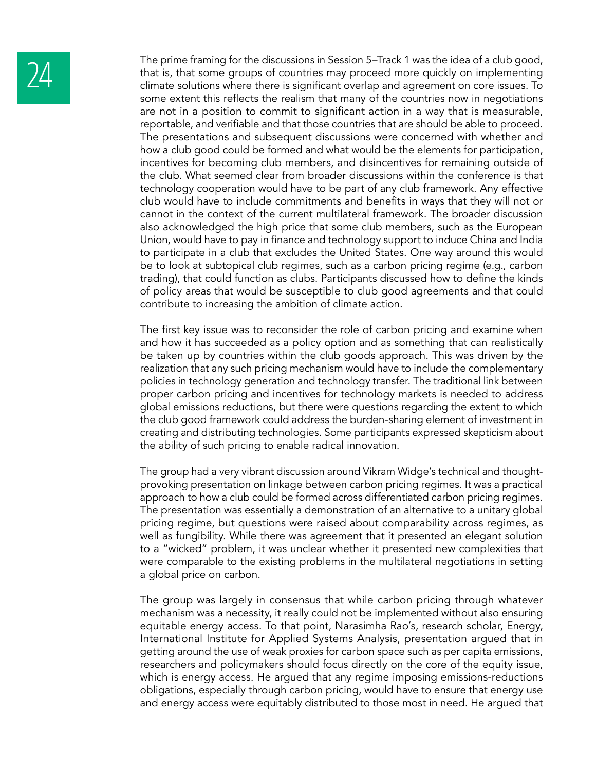The prime framing for the discussions in Session 5–Track 1 was the idea of a club good, that is, that some groups of countries may proceed more quickly on implementing climate solutions where there is significant overlap and agreement on core issues. To some extent this reflects the realism that many of the countries now in negotiations are not in a position to commit to significant action in a way that is measurable, reportable, and verifiable and that those countries that are should be able to proceed. The presentations and subsequent discussions were concerned with whether and how a club good could be formed and what would be the elements for participation, incentives for becoming club members, and disincentives for remaining outside of the club. What seemed clear from broader discussions within the conference is that technology cooperation would have to be part of any club framework. Any effective club would have to include commitments and benefits in ways that they will not or cannot in the context of the current multilateral framework. The broader discussion also acknowledged the high price that some club members, such as the European Union, would have to pay in finance and technology support to induce China and India to participate in a club that excludes the United States. One way around this would be to look at subtopical club regimes, such as a carbon pricing regime (e.g., carbon trading), that could function as clubs. Participants discussed how to define the kinds of policy areas that would be susceptible to club good agreements and that could contribute to increasing the ambition of climate action.

The first key issue was to reconsider the role of carbon pricing and examine when and how it has succeeded as a policy option and as something that can realistically be taken up by countries within the club goods approach. This was driven by the realization that any such pricing mechanism would have to include the complementary policies in technology generation and technology transfer. The traditional link between proper carbon pricing and incentives for technology markets is needed to address global emissions reductions, but there were questions regarding the extent to which the club good framework could address the burden-sharing element of investment in creating and distributing technologies. Some participants expressed skepticism about the ability of such pricing to enable radical innovation.

The group had a very vibrant discussion around Vikram Widge's technical and thought-provoking presentation on linkage between carbon pricing regimes. It was a practical approach to how a club could be formed across differentiated carbon pricing regimes. The presentation was essentially a demonstration of an alternative to a unitary global pricing regime, but questions were raised about comparability across regimes, as well as fungibility. While there was agreement that it presented an elegant solution to a "wicked" problem, it was unclear whether it presented new complexities that were comparable to the existing problems in the multilateral negotiations in setting a global price on carbon.

The group was largely in consensus that while carbon pricing through whatever mechanism was a necessity, it really could not be implemented without also ensuring equitable energy access. To that point, Narasimha Rao's, research scholar, Energy, International Institute for Applied Systems Analysis, presentation argued that in getting around the use of weak proxies for carbon space such as per capita emissions, researchers and policymakers should focus directly on the core of the equity issue, which is energy access. He argued that any regime imposing emissions-reductions obligations, especially through carbon pricing, would have to ensure that energy use and energy access were equitably distributed to those most in need. He argued that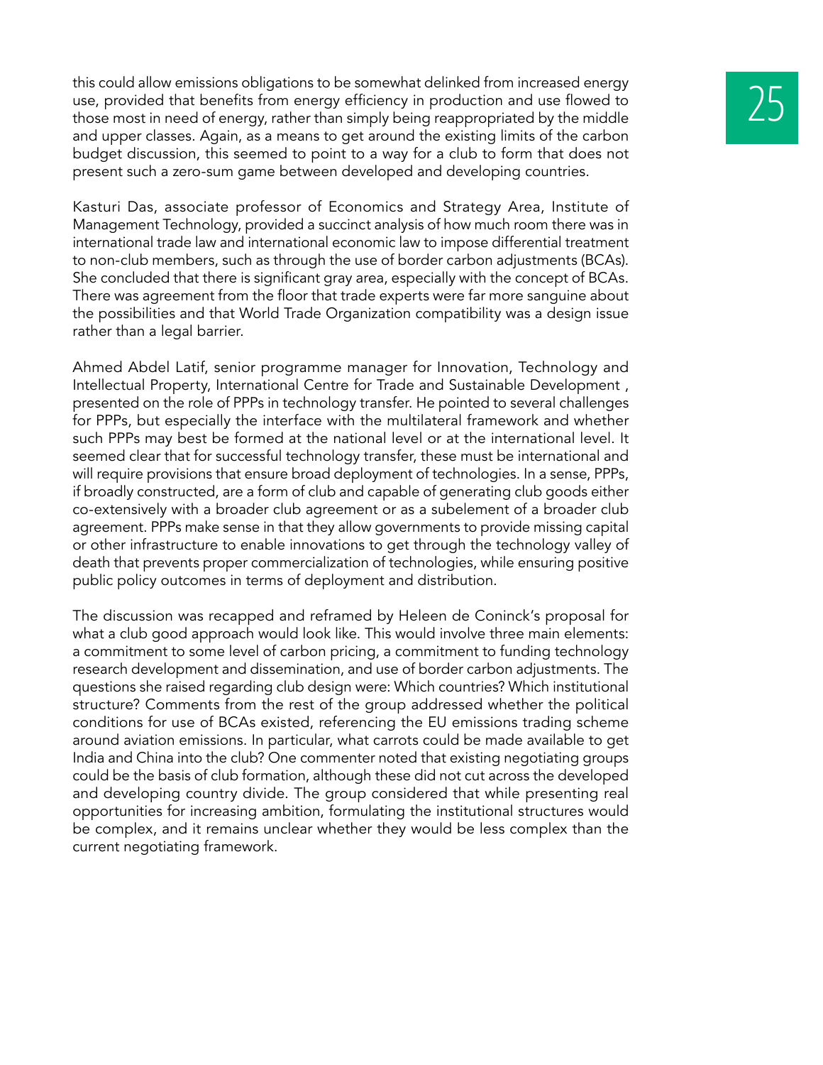this could allow emissions obligations to be somewhat delinked from increased energy use, provided that benefits from energy efficiency in production and use flowed to those most in need of energy, rather than simply being reappropriated by the middle and upper classes. Again, as a means to get around the existing limits of the carbon budget discussion, this seemed to point to a way for a club to form that does not present such a zero-sum game between developed and developing countries.

Kasturi Das, associate professor of Economics and Strategy Area, Institute of Management Technology, provided a succinct analysis of how much room there was in international trade law and international economic law to impose differential treatment to non-club members, such as through the use of border carbon adjustments (BCAs). She concluded that there is significant gray area, especially with the concept of BCAs. There was agreement from the floor that trade experts were far more sanguine about the possibilities and that World Trade Organization compatibility was a design issue rather than a legal barrier.

Ahmed Abdel Latif, senior programme manager for Innovation, Technology and Intellectual Property, International Centre for Trade and Sustainable Development , presented on the role of PPPs in technology transfer. He pointed to several challenges for PPPs, but especially the interface with the multilateral framework and whether such PPPs may best be formed at the national level or at the international level. It seemed clear that for successful technology transfer, these must be international and will require provisions that ensure broad deployment of technologies. In a sense, PPPs, if broadly constructed, are a form of club and capable of generating club goods either co-extensively with a broader club agreement or as a subelement of a broader club agreement. PPPs make sense in that they allow governments to provide missing capital or other infrastructure to enable innovations to get through the technology valley of death that prevents proper commercialization of technologies, while ensuring positive public policy outcomes in terms of deployment and distribution.

The discussion was recapped and reframed by Heleen de Coninck's proposal for what a club good approach would look like. This would involve three main elements: a commitment to some level of carbon pricing, a commitment to funding technology research development and dissemination, and use of border carbon adjustments. The questions she raised regarding club design were: Which countries? Which institutional structure? Comments from the rest of the group addressed whether the political conditions for use of BCAs existed, referencing the EU emissions trading scheme around aviation emissions. In particular, what carrots could be made available to get India and China into the club? One commenter noted that existing negotiating groups could be the basis of club formation, although these did not cut across the developed and developing country divide. The group considered that while presenting real opportunities for increasing ambition, formulating the institutional structures would be complex, and it remains unclear whether they would be less complex than the current negotiating framework.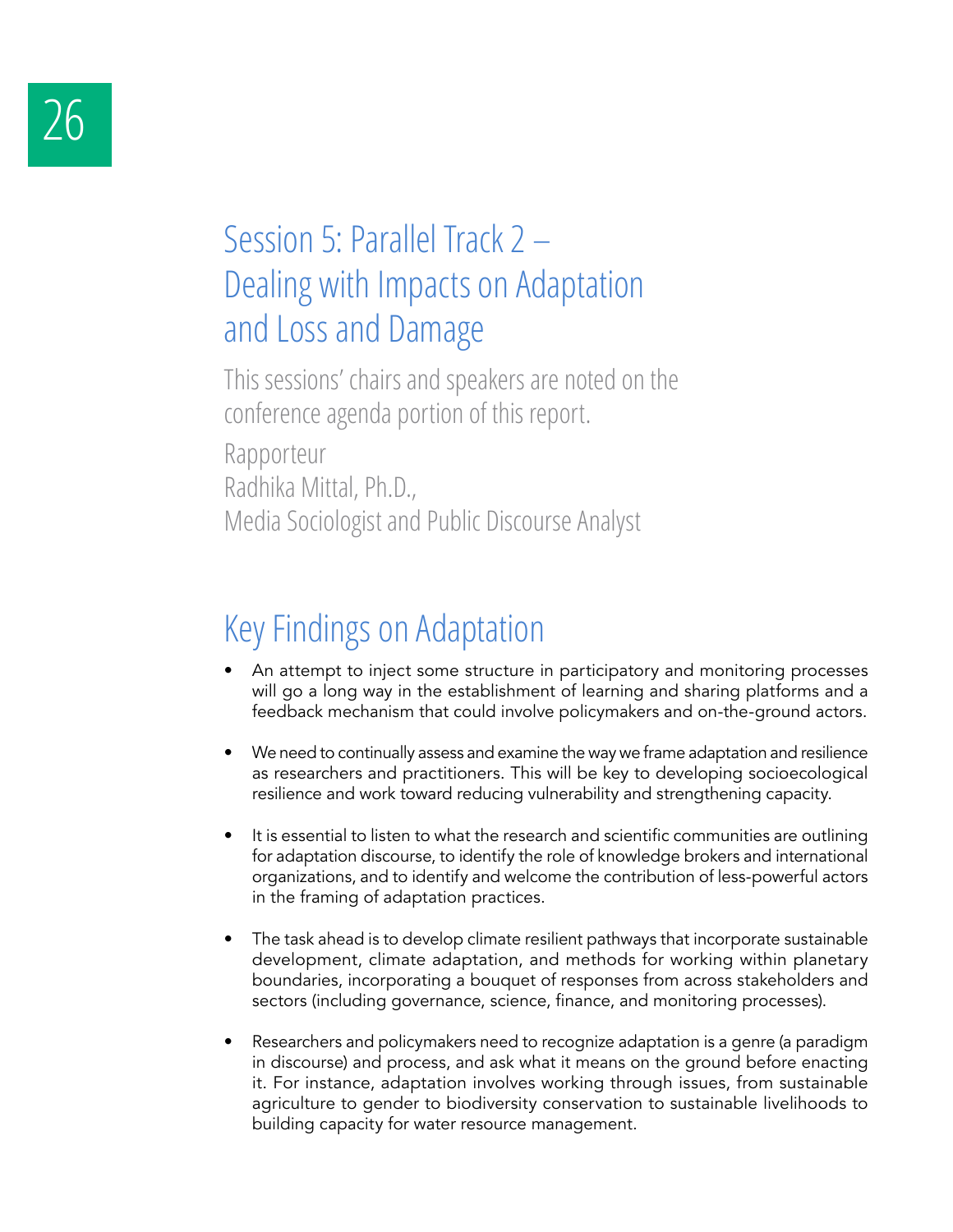# Session 5: Parallel Track 2 – Dealing with Impacts on Adaptation and Loss and Damage

This sessions' chairs and speakers are noted on the conference agenda portion of this report.

Rapporteur
Radhika Mittal, Ph.D.,
Media Sociologist and Public Discourse Analyst

## Key Findings on Adaptation

- An attempt to inject some structure in participatory and monitoring processes will go a long way in the establishment of learning and sharing platforms and a feedback mechanism that could involve policymakers and on-the-ground actors.

- We need to continually assess and examine the way we frame adaptation and resilience as researchers and practitioners. This will be key to developing socioecological resilience and work toward reducing vulnerability and strengthening capacity.

- It is essential to listen to what the research and scientific communities are outlining for adaptation discourse, to identify the role of knowledge brokers and international organizations, and to identify and welcome the contribution of less-powerful actors in the framing of adaptation practices.

- The task ahead is to develop climate resilient pathways that incorporate sustainable development, climate adaptation, and methods for working within planetary boundaries, incorporating a bouquet of responses from across stakeholders and sectors (including governance, science, finance, and monitoring processes).

- Researchers and policymakers need to recognize adaptation is a genre (a paradigm in discourse) and process, and ask what it means on the ground before enacting it. For instance, adaptation involves working through issues, from sustainable agriculture to gender to biodiversity conservation to sustainable livelihoods to building capacity for water resource management.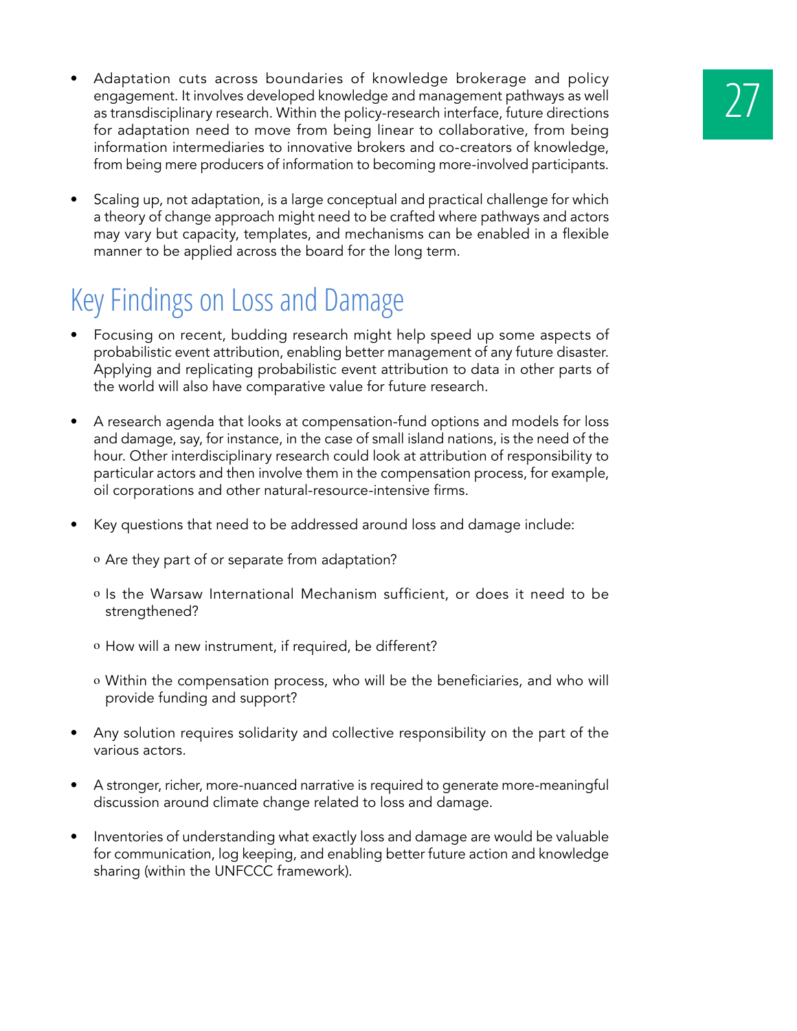- Adaptation cuts across boundaries of knowledge brokerage and policy engagement. It involves developed knowledge and management pathways as well as transdisciplinary research. Within the policy-research interface, future directions for adaptation need to move from being linear to collaborative, from being information intermediaries to innovative brokers and co-creators of knowledge, from being mere producers of information to becoming more-involved participants.

- Scaling up, not adaptation, is a large conceptual and practical challenge for which a theory of change approach might need to be crafted where pathways and actors may vary but capacity, templates, and mechanisms can be enabled in a flexible manner to be applied across the board for the long term.

## Key Findings on Loss and Damage

- Focusing on recent, budding research might help speed up some aspects of probabilistic event attribution, enabling better management of any future disaster. Applying and replicating probabilistic event attribution to data in other parts of the world will also have comparative value for future research.

- A research agenda that looks at compensation-fund options and models for loss and damage, say, for instance, in the case of small island nations, is the need of the hour. Other interdisciplinary research could look at attribution of responsibility to particular actors and then involve them in the compensation process, for example, oil corporations and other natural-resource-intensive firms.

- Key questions that need to be addressed around loss and damage include:

  - Are they part of or separate from adaptation?

  - Is the Warsaw International Mechanism sufficient, or does it need to be strengthened?

  - How will a new instrument, if required, be different?

  - Within the compensation process, who will be the beneficiaries, and who will provide funding and support?

- Any solution requires solidarity and collective responsibility on the part of the various actors.

- A stronger, richer, more-nuanced narrative is required to generate more-meaningful discussion around climate change related to loss and damage.

- Inventories of understanding what exactly loss and damage are would be valuable for communication, log keeping, and enabling better future action and knowledge sharing (within the UNFCCC framework).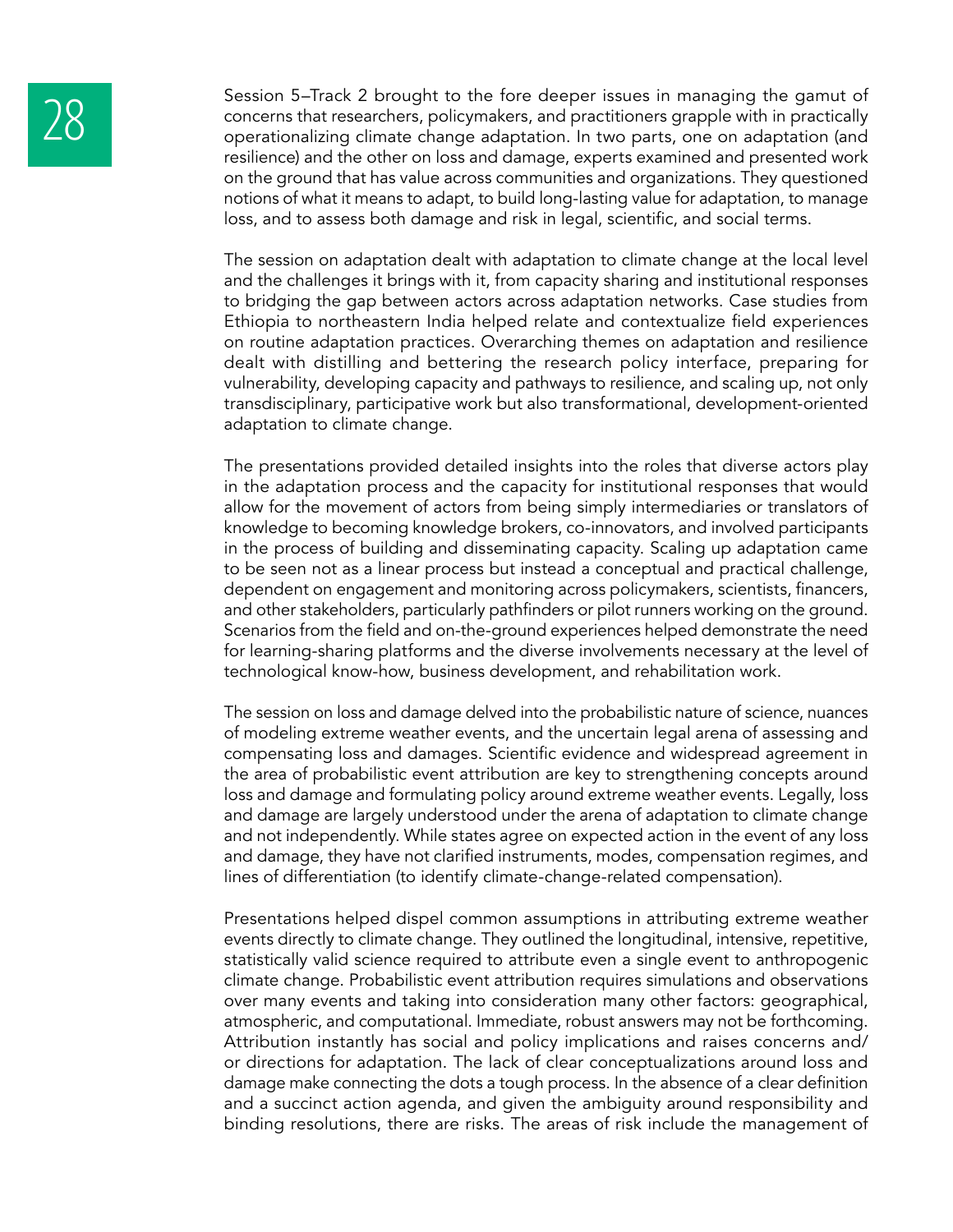Session 5–Track 2 brought to the fore deeper issues in managing the gamut of concerns that researchers, policymakers, and practitioners grapple with in practically operationalizing climate change adaptation. In two parts, one on adaptation (and resilience) and the other on loss and damage, experts examined and presented work on the ground that has value across communities and organizations. They questioned notions of what it means to adapt, to build long-lasting value for adaptation, to manage loss, and to assess both damage and risk in legal, scientific, and social terms.

The session on adaptation dealt with adaptation to climate change at the local level and the challenges it brings with it, from capacity sharing and institutional responses to bridging the gap between actors across adaptation networks. Case studies from Ethiopia to northeastern India helped relate and contextualize field experiences on routine adaptation practices. Overarching themes on adaptation and resilience dealt with distilling and bettering the research policy interface, preparing for vulnerability, developing capacity and pathways to resilience, and scaling up, not only transdisciplinary, participative work but also transformational, development-oriented adaptation to climate change.

The presentations provided detailed insights into the roles that diverse actors play in the adaptation process and the capacity for institutional responses that would allow for the movement of actors from being simply intermediaries or translators of knowledge to becoming knowledge brokers, co-innovators, and involved participants in the process of building and disseminating capacity. Scaling up adaptation came to be seen not as a linear process but instead a conceptual and practical challenge, dependent on engagement and monitoring across policymakers, scientists, financers, and other stakeholders, particularly pathfinders or pilot runners working on the ground. Scenarios from the field and on-the-ground experiences helped demonstrate the need for learning-sharing platforms and the diverse involvements necessary at the level of technological know-how, business development, and rehabilitation work.

The session on loss and damage delved into the probabilistic nature of science, nuances of modeling extreme weather events, and the uncertain legal arena of assessing and compensating loss and damages. Scientific evidence and widespread agreement in the area of probabilistic event attribution are key to strengthening concepts around loss and damage and formulating policy around extreme weather events. Legally, loss and damage are largely understood under the arena of adaptation to climate change and not independently. While states agree on expected action in the event of any loss and damage, they have not clarified instruments, modes, compensation regimes, and lines of differentiation (to identify climate-change-related compensation).

Presentations helped dispel common assumptions in attributing extreme weather events directly to climate change. They outlined the longitudinal, intensive, repetitive, statistically valid science required to attribute even a single event to anthropogenic climate change. Probabilistic event attribution requires simulations and observations over many events and taking into consideration many other factors: geographical, atmospheric, and computational. Immediate, robust answers may not be forthcoming. Attribution instantly has social and policy implications and raises concerns and/or directions for adaptation. The lack of clear conceptualizations around loss and damage make connecting the dots a tough process. In the absence of a clear definition and a succinct action agenda, and given the ambiguity around responsibility and binding resolutions, there are risks. The areas of risk include the management of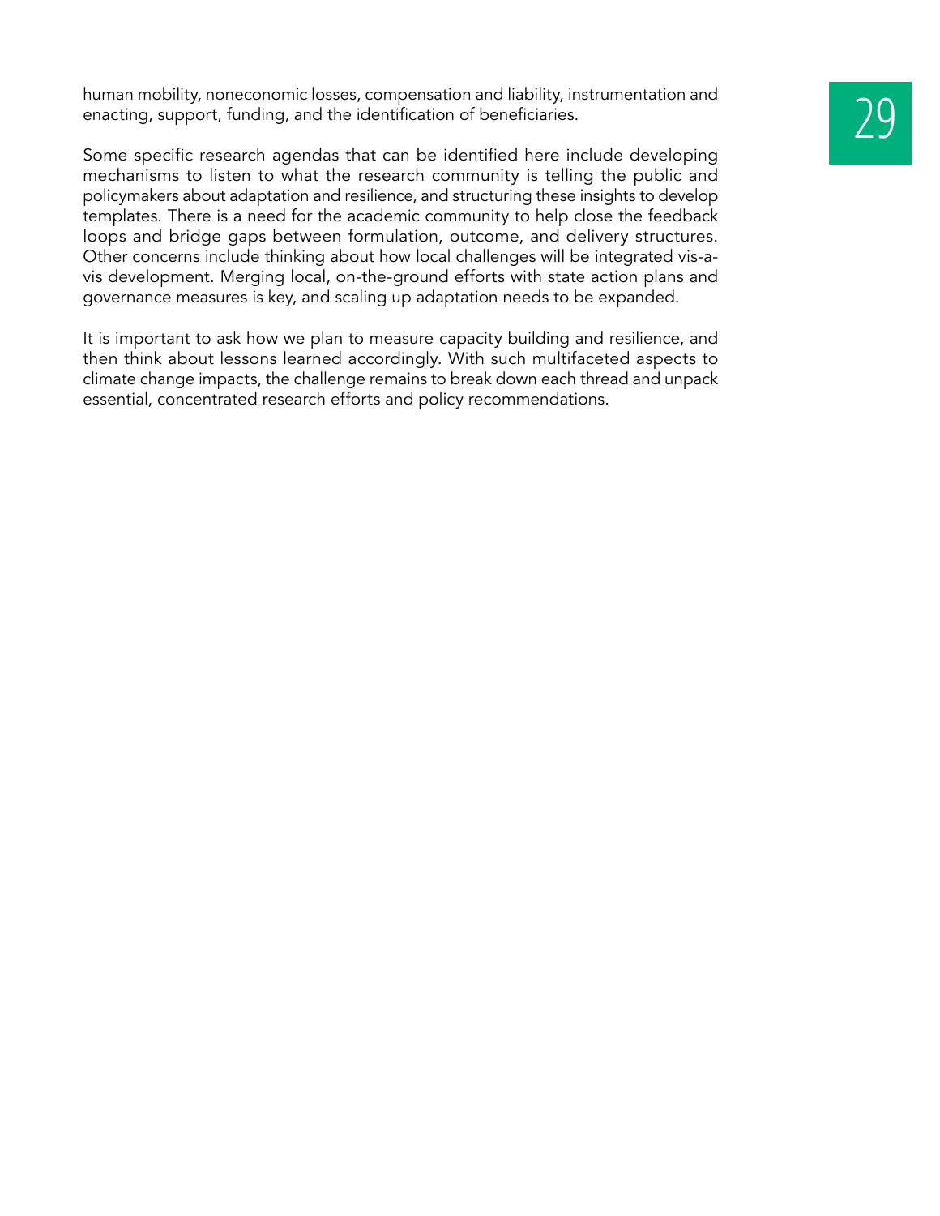human mobility, noneconomic losses, compensation and liability, instrumentation and enacting, support, funding, and the identification of beneficiaries.

Some specific research agendas that can be identified here include developing mechanisms to listen to what the research community is telling the public and policymakers about adaptation and resilience, and structuring these insights to develop templates. There is a need for the academic community to help close the feedback loops and bridge gaps between formulation, outcome, and delivery structures. Other concerns include thinking about how local challenges will be integrated vis-a-vis development. Merging local, on-the-ground efforts with state action plans and governance measures is key, and scaling up adaptation needs to be expanded.

It is important to ask how we plan to measure capacity building and resilience, and then think about lessons learned accordingly. With such multifaceted aspects to climate change impacts, the challenge remains to break down each thread and unpack essential, concentrated research efforts and policy recommendations.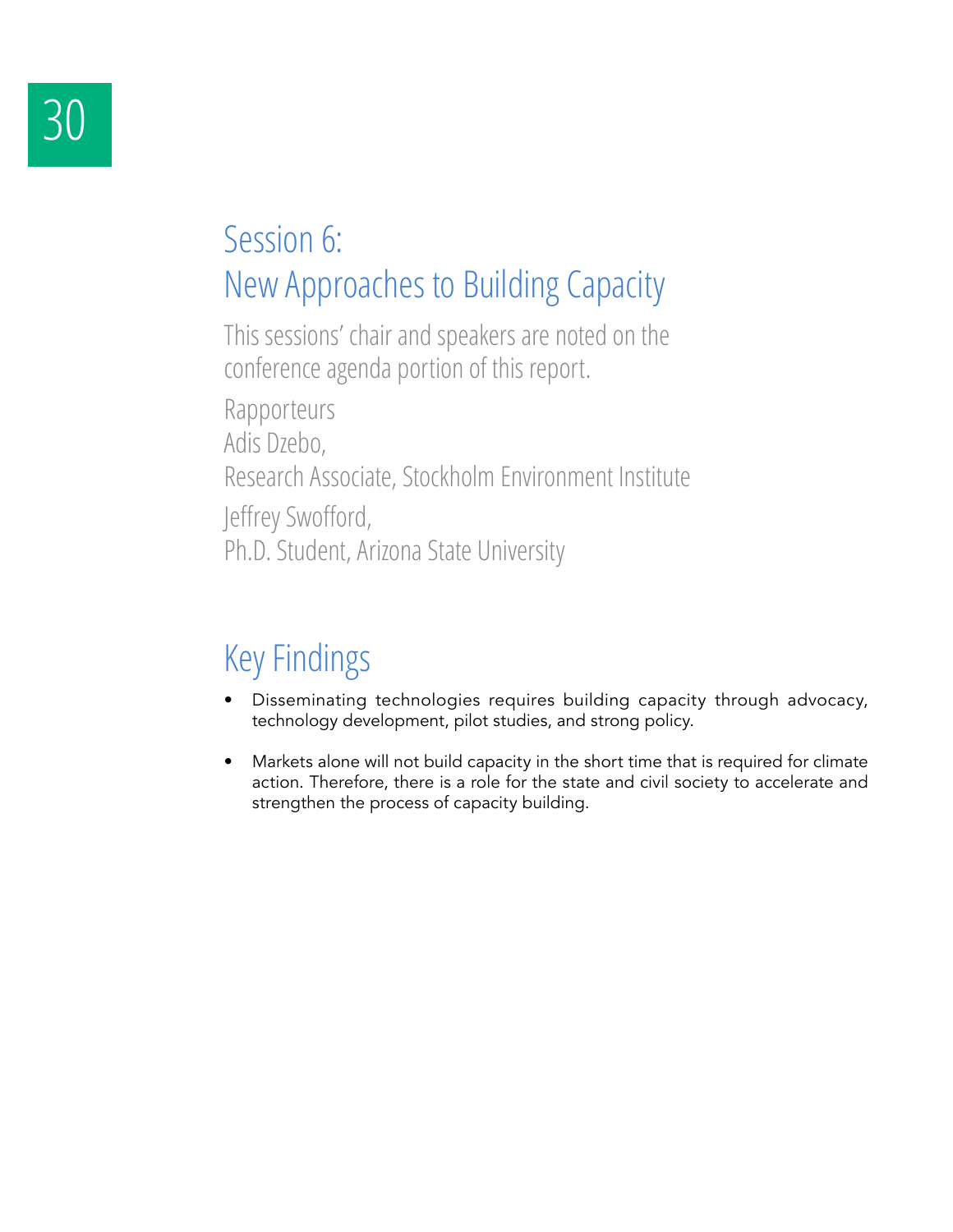# Session 6: New Approaches to Building Capacity

This sessions' chair and speakers are noted on the conference agenda portion of this report.

Rapporteurs
Adis Dzebo,
Research Associate, Stockholm Environment Institute
Jeffrey Swofford,
Ph.D. Student, Arizona State University

## Key Findings

- Disseminating technologies requires building capacity through advocacy, technology development, pilot studies, and strong policy.
- Markets alone will not build capacity in the short time that is required for climate action. Therefore, there is a role for the state and civil society to accelerate and strengthen the process of capacity building.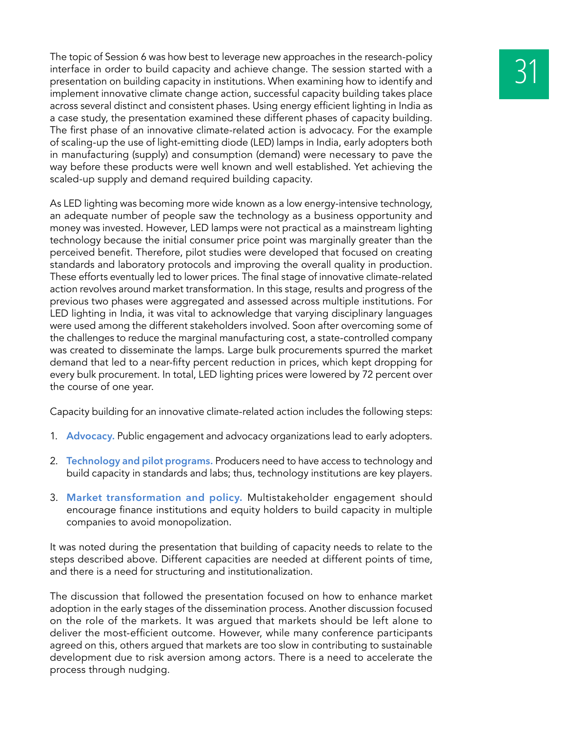The topic of Session 6 was how best to leverage new approaches in the research-policy interface in order to build capacity and achieve change. The session started with a presentation on building capacity in institutions. When examining how to identify and implement innovative climate change action, successful capacity building takes place across several distinct and consistent phases. Using energy efficient lighting in India as a case study, the presentation examined these different phases of capacity building. The first phase of an innovative climate-related action is advocacy. For the example of scaling-up the use of light-emitting diode (LED) lamps in India, early adopters both in manufacturing (supply) and consumption (demand) were necessary to pave the way before these products were well known and well established. Yet achieving the scaled-up supply and demand required building capacity.

As LED lighting was becoming more wide known as a low energy-intensive technology, an adequate number of people saw the technology as a business opportunity and money was invested. However, LED lamps were not practical as a mainstream lighting technology because the initial consumer price point was marginally greater than the perceived benefit. Therefore, pilot studies were developed that focused on creating standards and laboratory protocols and improving the overall quality in production. These efforts eventually led to lower prices. The final stage of innovative climate-related action revolves around market transformation. In this stage, results and progress of the previous two phases were aggregated and assessed across multiple institutions. For LED lighting in India, it was vital to acknowledge that varying disciplinary languages were used among the different stakeholders involved. Soon after overcoming some of the challenges to reduce the marginal manufacturing cost, a state-controlled company was created to disseminate the lamps. Large bulk procurements spurred the market demand that led to a near-fifty percent reduction in prices, which kept dropping for every bulk procurement. In total, LED lighting prices were lowered by 72 percent over the course of one year.

Capacity building for an innovative climate-related action includes the following steps:

1. **Advocacy.** Public engagement and advocacy organizations lead to early adopters.

2. **Technology and pilot programs.** Producers need to have access to technology and build capacity in standards and labs; thus, technology institutions are key players.

3. **Market transformation and policy.** Multistakeholder engagement should encourage finance institutions and equity holders to build capacity in multiple companies to avoid monopolization.

It was noted during the presentation that building of capacity needs to relate to the steps described above. Different capacities are needed at different points of time, and there is a need for structuring and institutionalization.

The discussion that followed the presentation focused on how to enhance market adoption in the early stages of the dissemination process. Another discussion focused on the role of the markets. It was argued that markets should be left alone to deliver the most-efficient outcome. However, while many conference participants agreed on this, others argued that markets are too slow in contributing to sustainable development due to risk aversion among actors. There is a need to accelerate the process through nudging.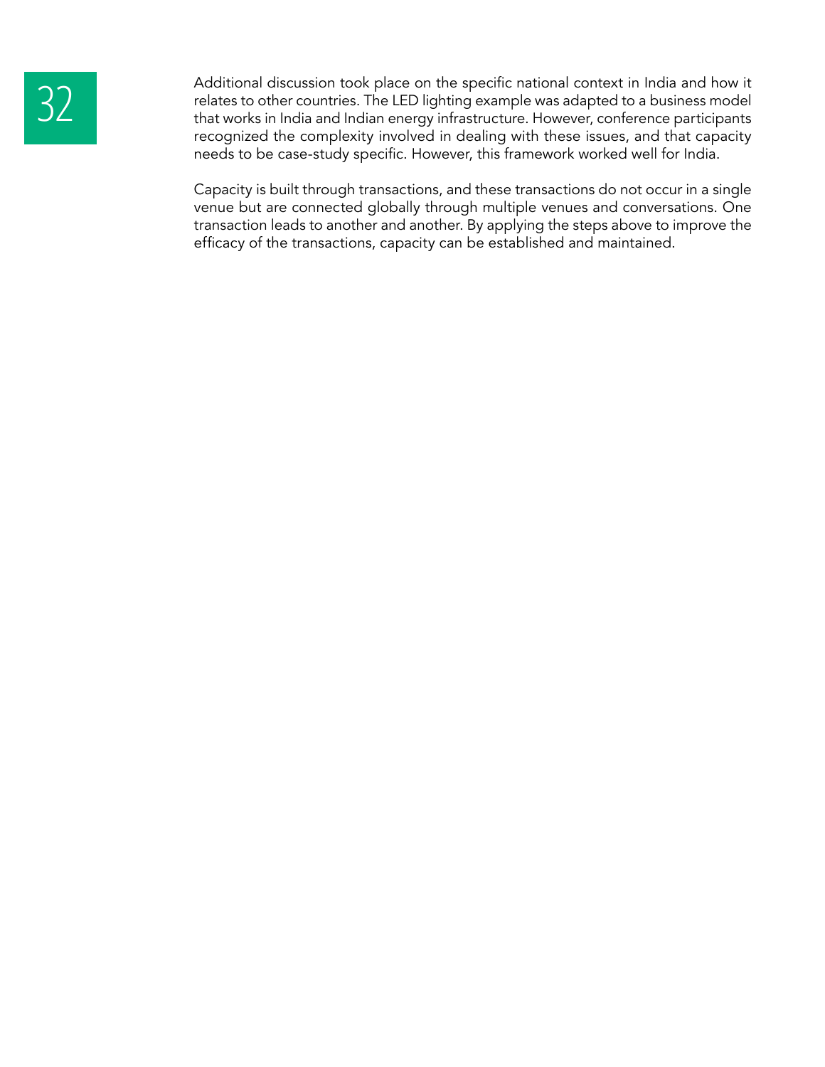Additional discussion took place on the specific national context in India and how it relates to other countries. The LED lighting example was adapted to a business model that works in India and Indian energy infrastructure. However, conference participants recognized the complexity involved in dealing with these issues, and that capacity needs to be case-study specific. However, this framework worked well for India.

Capacity is built through transactions, and these transactions do not occur in a single venue but are connected globally through multiple venues and conversations. One transaction leads to another and another. By applying the steps above to improve the efficacy of the transactions, capacity can be established and maintained.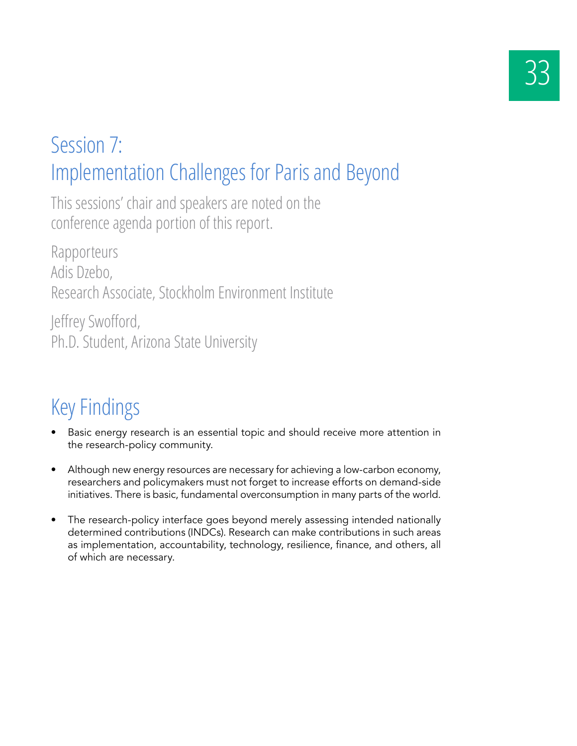# Session 7: Implementation Challenges for Paris and Beyond

This sessions' chair and speakers are noted on the conference agenda portion of this report.

Rapporteurs
Adis Dzebo,
Research Associate, Stockholm Environment Institute

Jeffrey Swofford,
Ph.D. Student, Arizona State University

## Key Findings

- Basic energy research is an essential topic and should receive more attention in the research-policy community.
- Although new energy resources are necessary for achieving a low-carbon economy, researchers and policymakers must not forget to increase efforts on demand-side initiatives. There is basic, fundamental overconsumption in many parts of the world.
- The research-policy interface goes beyond merely assessing intended nationally determined contributions (INDCs). Research can make contributions in such areas as implementation, accountability, technology, resilience, finance, and others, all of which are necessary.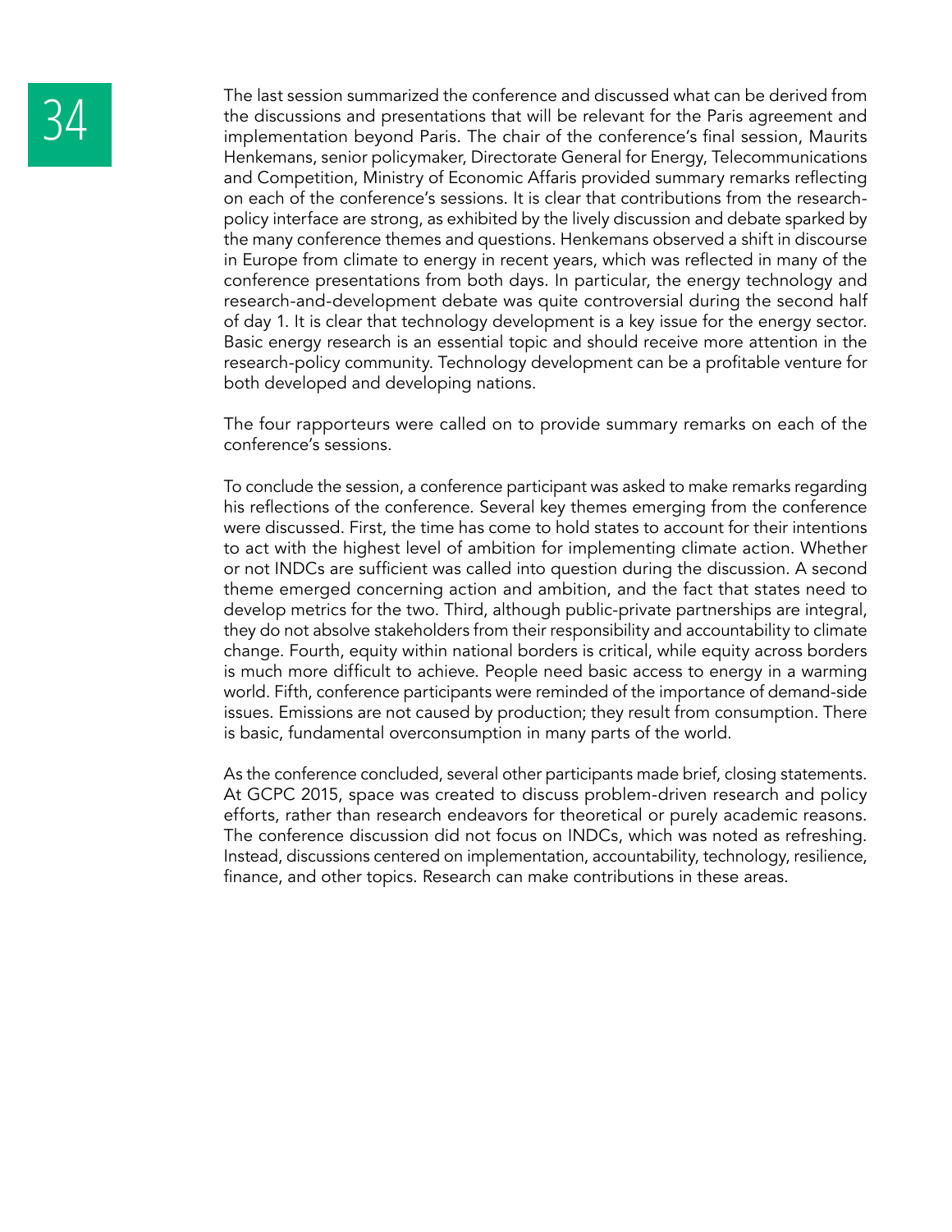The last session summarized the conference and discussed what can be derived from the discussions and presentations that will be relevant for the Paris agreement and implementation beyond Paris. The chair of the conference's final session, Maurits Henkemans, senior policymaker, Directorate General for Energy, Telecommunications and Competition, Ministry of Economic Affaris provided summary remarks reflecting on each of the conference's sessions. It is clear that contributions from the research-policy interface are strong, as exhibited by the lively discussion and debate sparked by the many conference themes and questions. Henkemans observed a shift in discourse in Europe from climate to energy in recent years, which was reflected in many of the conference presentations from both days. In particular, the energy technology and research-and-development debate was quite controversial during the second half of day 1. It is clear that technology development is a key issue for the energy sector. Basic energy research is an essential topic and should receive more attention in the research-policy community. Technology development can be a profitable venture for both developed and developing nations.

The four rapporteurs were called on to provide summary remarks on each of the conference's sessions.

To conclude the session, a conference participant was asked to make remarks regarding his reflections of the conference. Several key themes emerging from the conference were discussed. First, the time has come to hold states to account for their intentions to act with the highest level of ambition for implementing climate action. Whether or not INDCs are sufficient was called into question during the discussion. A second theme emerged concerning action and ambition, and the fact that states need to develop metrics for the two. Third, although public-private partnerships are integral, they do not absolve stakeholders from their responsibility and accountability to climate change. Fourth, equity within national borders is critical, while equity across borders is much more difficult to achieve. People need basic access to energy in a warming world. Fifth, conference participants were reminded of the importance of demand-side issues. Emissions are not caused by production; they result from consumption. There is basic, fundamental overconsumption in many parts of the world.

As the conference concluded, several other participants made brief, closing statements. At GCPC 2015, space was created to discuss problem-driven research and policy efforts, rather than research endeavors for theoretical or purely academic reasons. The conference discussion did not focus on INDCs, which was noted as refreshing. Instead, discussions centered on implementation, accountability, technology, resilience, finance, and other topics. Research can make contributions in these areas.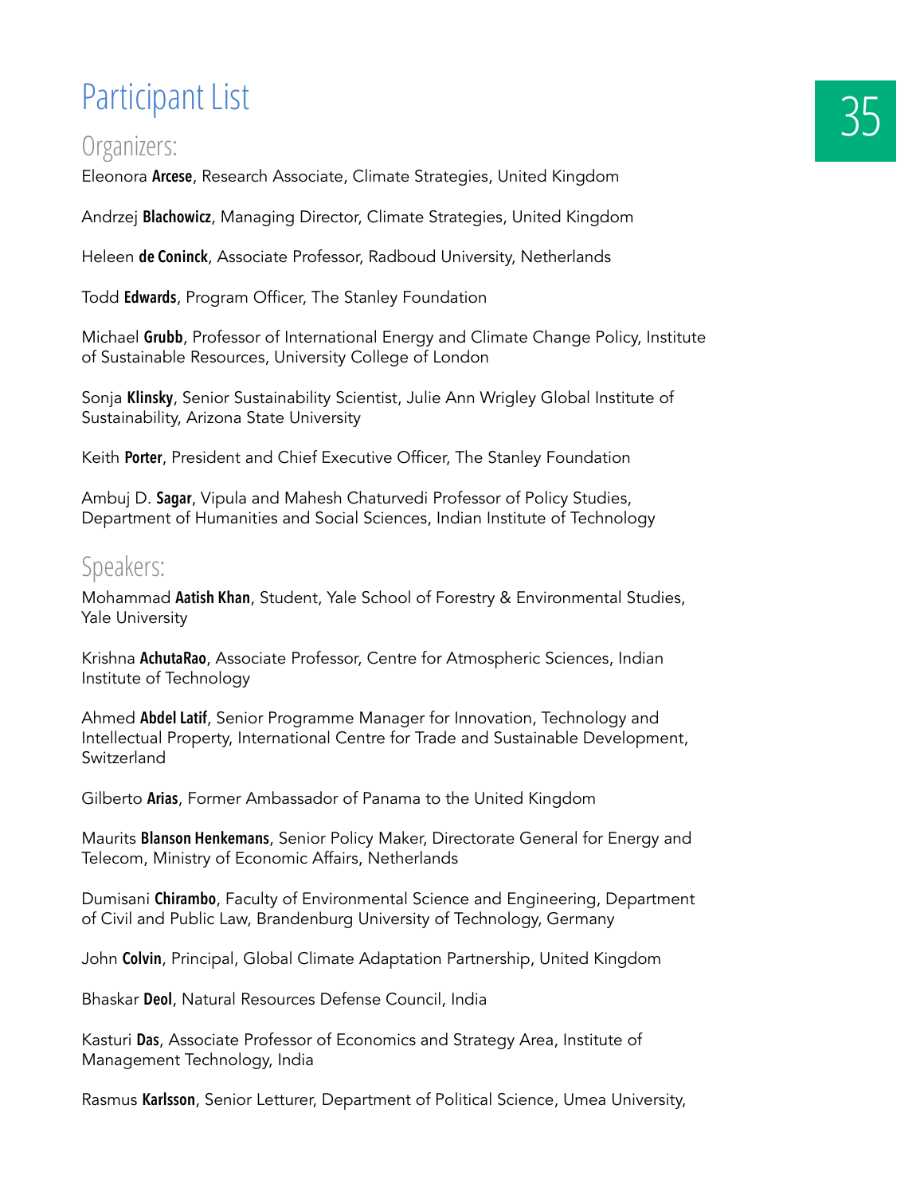# Participant List

## Organizers:

Eleonora **Arcese**, Research Associate, Climate Strategies, United Kingdom

Andrzej **Blachowicz**, Managing Director, Climate Strategies, United Kingdom

Heleen **de Coninck**, Associate Professor, Radboud University, Netherlands

Todd **Edwards**, Program Officer, The Stanley Foundation

Michael **Grubb**, Professor of International Energy and Climate Change Policy, Institute of Sustainable Resources, University College of London

Sonja **Klinsky**, Senior Sustainability Scientist, Julie Ann Wrigley Global Institute of Sustainability, Arizona State University

Keith **Porter**, President and Chief Executive Officer, The Stanley Foundation

Ambuj D. **Sagar**, Vipula and Mahesh Chaturvedi Professor of Policy Studies, Department of Humanities and Social Sciences, Indian Institute of Technology

## Speakers:

Mohammad **Aatish Khan**, Student, Yale School of Forestry & Environmental Studies, Yale University

Krishna **AchutaRao**, Associate Professor, Centre for Atmospheric Sciences, Indian Institute of Technology

Ahmed **Abdel Latif**, Senior Programme Manager for Innovation, Technology and Intellectual Property, International Centre for Trade and Sustainable Development, Switzerland

Gilberto **Arias**, Former Ambassador of Panama to the United Kingdom

Maurits **Blanson Henkemans**, Senior Policy Maker, Directorate General for Energy and Telecom, Ministry of Economic Affairs, Netherlands

Dumisani **Chirambo**, Faculty of Environmental Science and Engineering, Department of Civil and Public Law, Brandenburg University of Technology, Germany

John **Colvin**, Principal, Global Climate Adaptation Partnership, United Kingdom

Bhaskar **Deol**, Natural Resources Defense Council, India

Kasturi **Das**, Associate Professor of Economics and Strategy Area, Institute of Management Technology, India

Rasmus **Karlsson**, Senior Letturer, Department of Political Science, Umea University,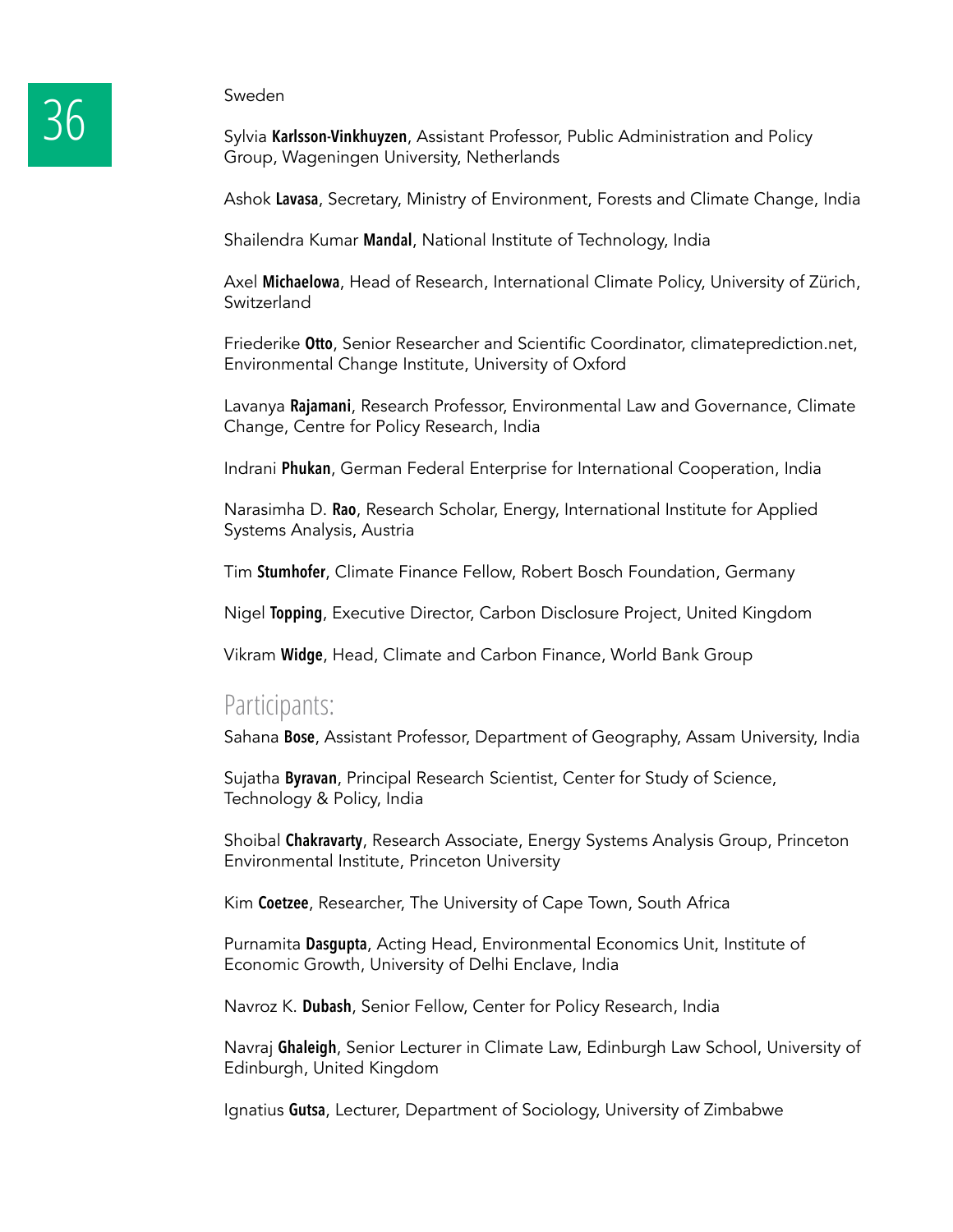Sweden

Sylvia **Karlsson-Vinkhuyzen**, Assistant Professor, Public Administration and Policy Group, Wageningen University, Netherlands

Ashok **Lavasa**, Secretary, Ministry of Environment, Forests and Climate Change, India

Shailendra Kumar **Mandal**, National Institute of Technology, India

Axel **Michaelowa**, Head of Research, International Climate Policy, University of Zürich, Switzerland

Friederike **Otto**, Senior Researcher and Scientific Coordinator, climateprediction.net, Environmental Change Institute, University of Oxford

Lavanya **Rajamani**, Research Professor, Environmental Law and Governance, Climate Change, Centre for Policy Research, India

Indrani **Phukan**, German Federal Enterprise for International Cooperation, India

Narasimha D. **Rao**, Research Scholar, Energy, International Institute for Applied Systems Analysis, Austria

Tim **Stumhofer**, Climate Finance Fellow, Robert Bosch Foundation, Germany

Nigel **Topping**, Executive Director, Carbon Disclosure Project, United Kingdom

Vikram **Widge**, Head, Climate and Carbon Finance, World Bank Group

## Participants:

Sahana **Bose**, Assistant Professor, Department of Geography, Assam University, India

Sujatha **Byravan**, Principal Research Scientist, Center for Study of Science, Technology & Policy, India

Shoibal **Chakravarty**, Research Associate, Energy Systems Analysis Group, Princeton Environmental Institute, Princeton University

Kim **Coetzee**, Researcher, The University of Cape Town, South Africa

Purnamita **Dasgupta**, Acting Head, Environmental Economics Unit, Institute of Economic Growth, University of Delhi Enclave, India

Navroz K. **Dubash**, Senior Fellow, Center for Policy Research, India

Navraj **Ghaleigh**, Senior Lecturer in Climate Law, Edinburgh Law School, University of Edinburgh, United Kingdom

Ignatius **Gutsa**, Lecturer, Department of Sociology, University of Zimbabwe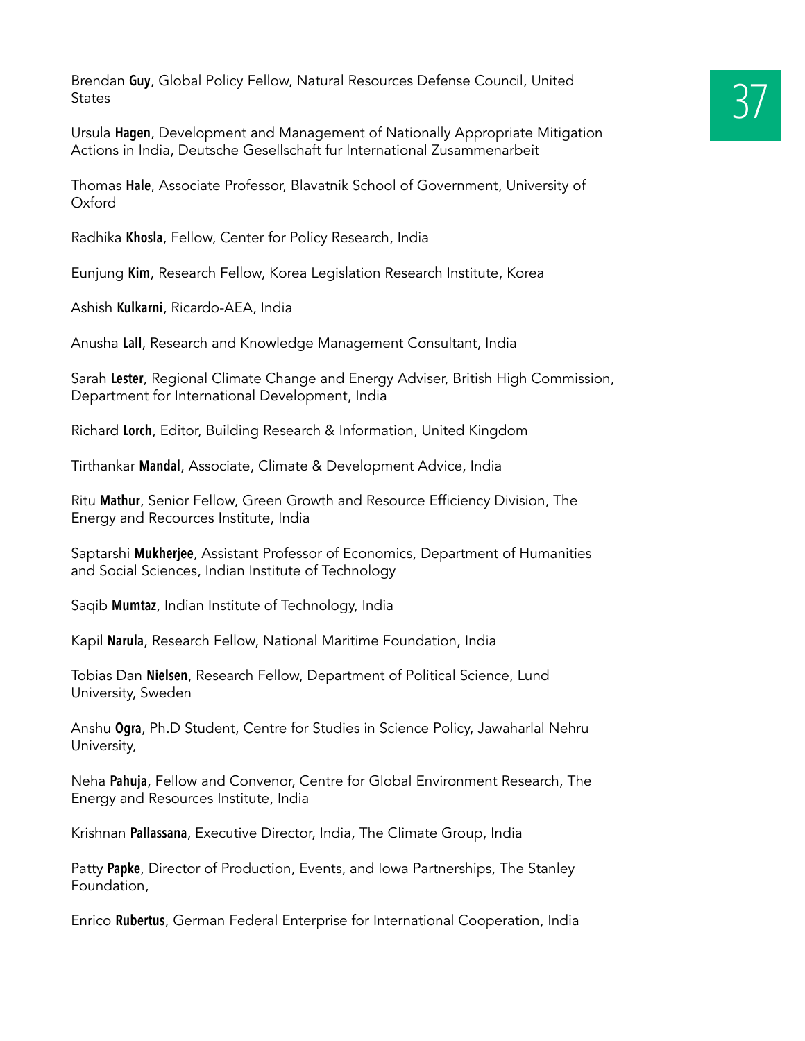Brendan **Guy**, Global Policy Fellow, Natural Resources Defense Council, United States

Ursula **Hagen**, Development and Management of Nationally Appropriate Mitigation Actions in India, Deutsche Gesellschaft fur International Zusammenarbeit

Thomas **Hale**, Associate Professor, Blavatnik School of Government, University of Oxford

Radhika **Khosla**, Fellow, Center for Policy Research, India

Eunjung **Kim**, Research Fellow, Korea Legislation Research Institute, Korea

Ashish **Kulkarni**, Ricardo-AEA, India

Anusha **Lall**, Research and Knowledge Management Consultant, India

Sarah **Lester**, Regional Climate Change and Energy Adviser, British High Commission, Department for International Development, India

Richard **Lorch**, Editor, Building Research & Information, United Kingdom

Tirthankar **Mandal**, Associate, Climate & Development Advice, India

Ritu **Mathur**, Senior Fellow, Green Growth and Resource Efficiency Division, The Energy and Recources Institute, India

Saptarshi **Mukherjee**, Assistant Professor of Economics, Department of Humanities and Social Sciences, Indian Institute of Technology

Saqib **Mumtaz**, Indian Institute of Technology, India

Kapil **Narula**, Research Fellow, National Maritime Foundation, India

Tobias Dan **Nielsen**, Research Fellow, Department of Political Science, Lund University, Sweden

Anshu **Ogra**, Ph.D Student, Centre for Studies in Science Policy, Jawaharlal Nehru University,

Neha **Pahuja**, Fellow and Convenor, Centre for Global Environment Research, The Energy and Resources Institute, India

Krishnan **Pallassana**, Executive Director, India, The Climate Group, India

Patty **Papke**, Director of Production, Events, and Iowa Partnerships, The Stanley Foundation,

Enrico **Rubertus**, German Federal Enterprise for International Cooperation, India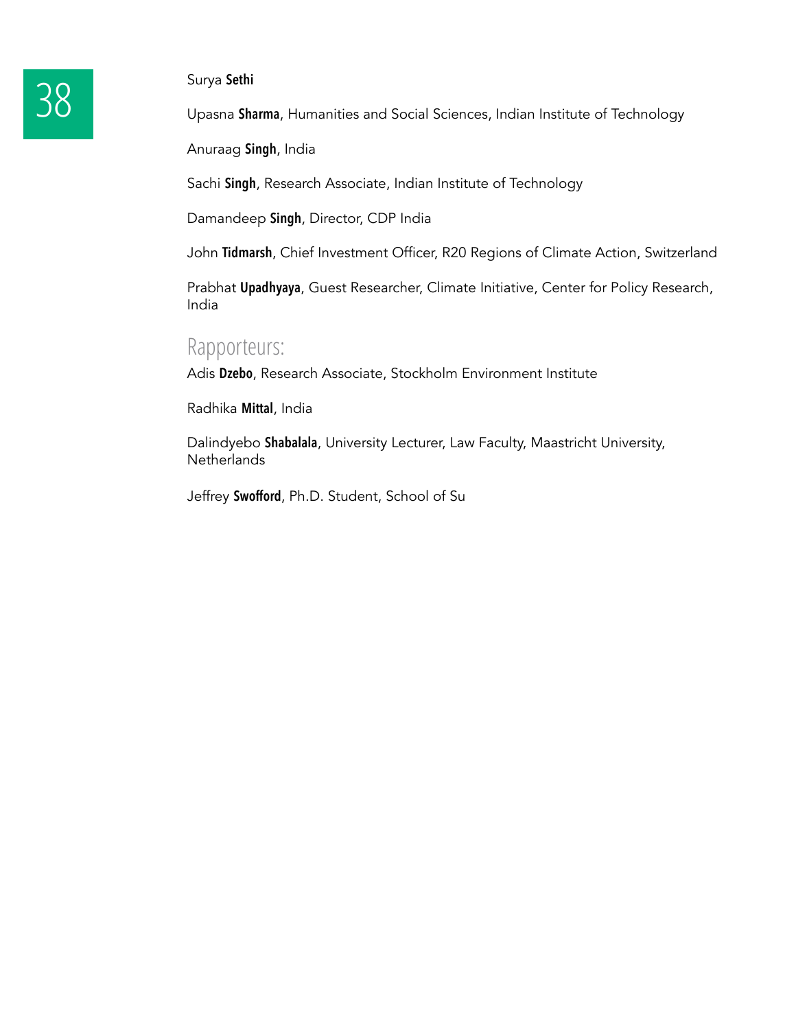Surya **Sethi**

Upasna **Sharma**, Humanities and Social Sciences, Indian Institute of Technology

Anuraag **Singh**, India

Sachi **Singh**, Research Associate, Indian Institute of Technology

Damandeep **Singh**, Director, CDP India

John **Tidmarsh**, Chief Investment Officer, R20 Regions of Climate Action, Switzerland

Prabhat **Upadhyaya**, Guest Researcher, Climate Initiative, Center for Policy Research, India

## Rapporteurs:

Adis **Dzebo**, Research Associate, Stockholm Environment Institute

Radhika **Mittal**, India

Dalindyebo **Shabalala**, University Lecturer, Law Faculty, Maastricht University, Netherlands

Jeffrey **Swofford**, Ph.D. Student, School of Su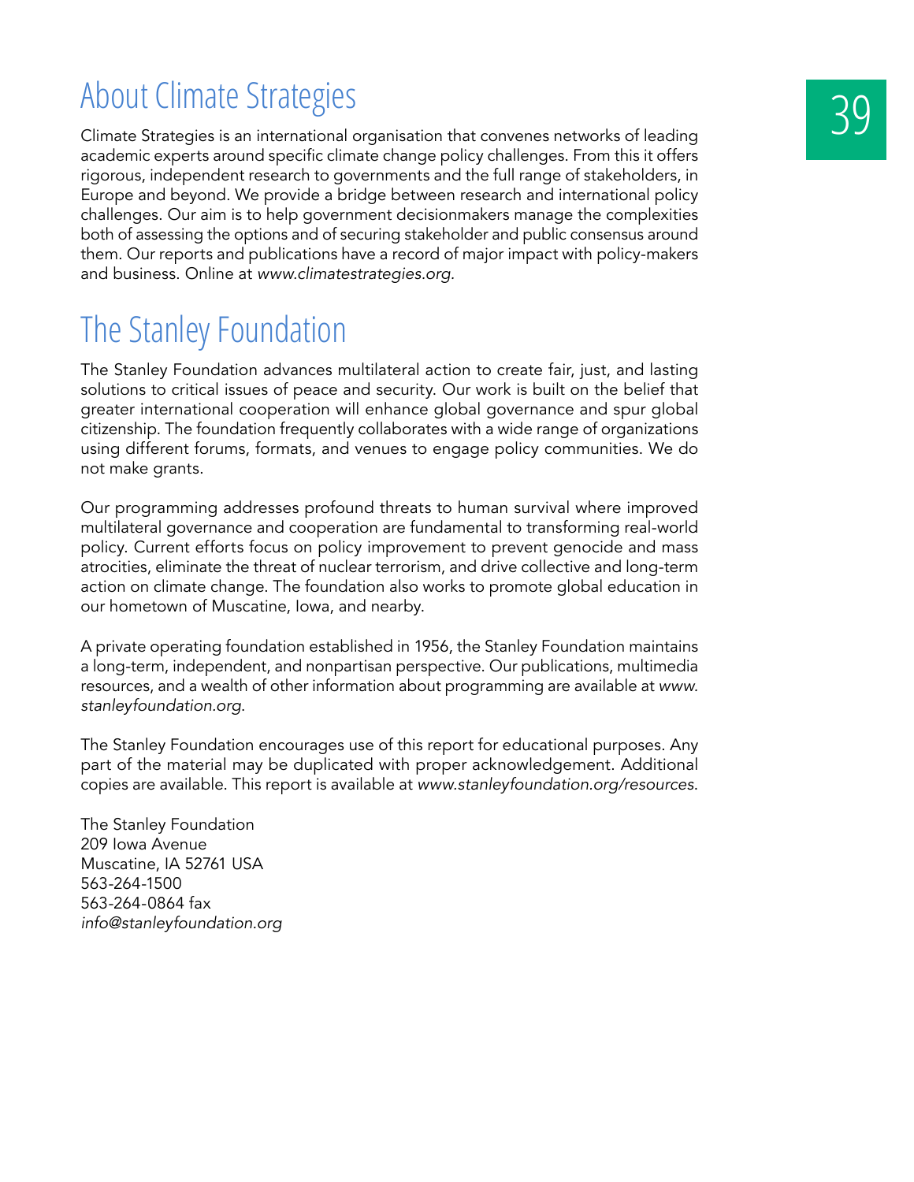## About Climate Strategies

Climate Strategies is an international organisation that convenes networks of leading academic experts around specific climate change policy challenges. From this it offers rigorous, independent research to governments and the full range of stakeholders, in Europe and beyond. We provide a bridge between research and international policy challenges. Our aim is to help government decisionmakers manage the complexities both of assessing the options and of securing stakeholder and public consensus around them. Our reports and publications have a record of major impact with policy-makers and business. Online at *www.climatestrategies.org.*

## The Stanley Foundation

The Stanley Foundation advances multilateral action to create fair, just, and lasting solutions to critical issues of peace and security. Our work is built on the belief that greater international cooperation will enhance global governance and spur global citizenship. The foundation frequently collaborates with a wide range of organizations using different forums, formats, and venues to engage policy communities. We do not make grants.

Our programming addresses profound threats to human survival where improved multilateral governance and cooperation are fundamental to transforming real-world policy. Current efforts focus on policy improvement to prevent genocide and mass atrocities, eliminate the threat of nuclear terrorism, and drive collective and long-term action on climate change. The foundation also works to promote global education in our hometown of Muscatine, Iowa, and nearby.

A private operating foundation established in 1956, the Stanley Foundation maintains a long-term, independent, and nonpartisan perspective. Our publications, multimedia resources, and a wealth of other information about programming are available at *www.stanleyfoundation.org*.

The Stanley Foundation encourages use of this report for educational purposes. Any part of the material may be duplicated with proper acknowledgement. Additional copies are available. This report is available at *www.stanleyfoundation.org/resources*.

The Stanley Foundation
209 Iowa Avenue
Muscatine, IA 52761 USA
563-264-1500
563-264-0864 fax
*info@stanleyfoundation.org*